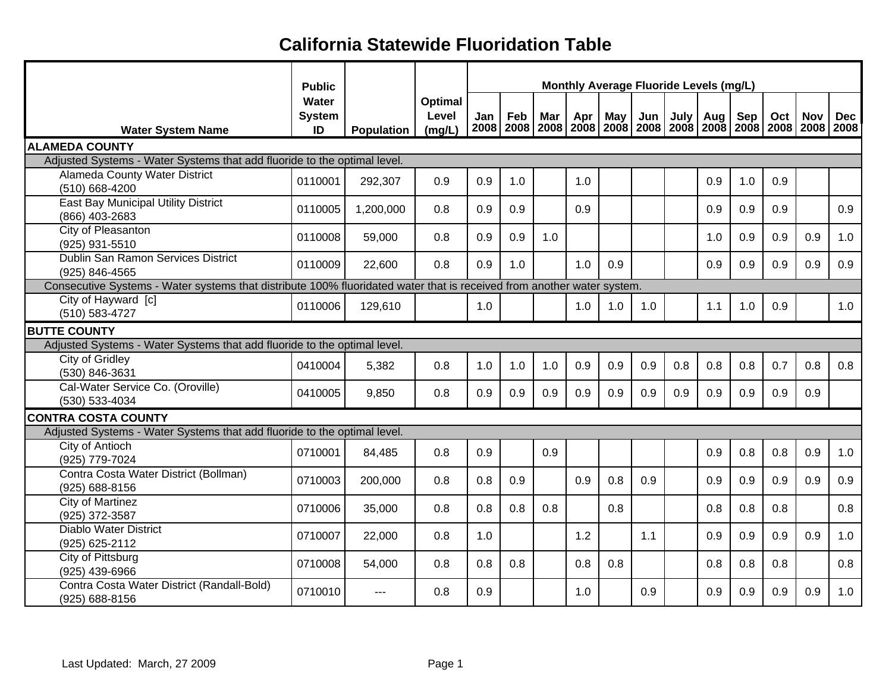# California Statewide Fluoridation Table

| Water System Name | Public Water System ID | Population | Optimal Level (mg/L) | Monthly Average Fluoride Levels (mg/L) | | | | | | | | | | | |
|---|---|---|---|---|---|---|---|---|---|---|---|---|---|---|---|
| | | | | Jan 2008 | Feb 2008 | Mar 2008 | Apr 2008 | May 2008 | Jun 2008 | July 2008 | Aug 2008 | Sep 2008 | Oct 2008 | Nov 2008 | Dec 2008 |
| **ALAMEDA COUNTY** | | | | | | | | | | | | | | | |
| Adjusted Systems - Water Systems that add fluoride to the optimal level. | | | | | | | | | | | | | | | |
| Alameda County Water District (510) 668-4200 | 0110001 | 292,307 | 0.9 | 0.9 | 1.0 | | 1.0 | | | | 0.9 | 1.0 | 0.9 | | |
| East Bay Municipal Utility District (866) 403-2683 | 0110005 | 1,200,000 | 0.8 | 0.9 | 0.9 | | 0.9 | | | | 0.9 | 0.9 | 0.9 | | 0.9 |
| City of Pleasanton (925) 931-5510 | 0110008 | 59,000 | 0.8 | 0.9 | 0.9 | 1.0 | | | | | 1.0 | 0.9 | 0.9 | 0.9 | 1.0 |
| Dublin San Ramon Services District (925) 846-4565 | 0110009 | 22,600 | 0.8 | 0.9 | 1.0 | | 1.0 | 0.9 | | | 0.9 | 0.9 | 0.9 | 0.9 | 0.9 |
| Consecutive Systems - Water systems that distribute 100% fluoridated water that is received from another water system. | | | | | | | | | | | | | | | |
| City of Hayward [c] (510) 583-4727 | 0110006 | 129,610 | | 1.0 | | | 1.0 | 1.0 | 1.0 | | 1.1 | 1.0 | 0.9 | | 1.0 |
| **BUTTE COUNTY** | | | | | | | | | | | | | | | |
| Adjusted Systems - Water Systems that add fluoride to the optimal level. | | | | | | | | | | | | | | | |
| City of Gridley (530) 846-3631 | 0410004 | 5,382 | 0.8 | 1.0 | 1.0 | 1.0 | 0.9 | 0.9 | 0.9 | 0.8 | 0.8 | 0.8 | 0.7 | 0.8 | 0.8 |
| Cal-Water Service Co. (Oroville) (530) 533-4034 | 0410005 | 9,850 | 0.8 | 0.9 | 0.9 | 0.9 | 0.9 | 0.9 | 0.9 | 0.9 | 0.9 | 0.9 | 0.9 | 0.9 | |
| **CONTRA COSTA COUNTY** | | | | | | | | | | | | | | | |
| Adjusted Systems - Water Systems that add fluoride to the optimal level. | | | | | | | | | | | | | | | |
| City of Antioch (925) 779-7024 | 0710001 | 84,485 | 0.8 | 0.9 | | 0.9 | | | | | 0.9 | 0.8 | 0.8 | 0.9 | 1.0 |
| Contra Costa Water District (Bollman) (925) 688-8156 | 0710003 | 200,000 | 0.8 | 0.8 | 0.9 | | 0.9 | 0.8 | 0.9 | | 0.9 | 0.9 | 0.9 | 0.9 | 0.9 |
| City of Martinez (925) 372-3587 | 0710006 | 35,000 | 0.8 | 0.8 | 0.8 | 0.8 | | 0.8 | | | 0.8 | 0.8 | 0.8 | | 0.8 |
| Diablo Water District (925) 625-2112 | 0710007 | 22,000 | 0.8 | 1.0 | | | 1.2 | | 1.1 | | 0.9 | 0.9 | 0.9 | 0.9 | 1.0 |
| City of Pittsburg (925) 439-6966 | 0710008 | 54,000 | 0.8 | 0.8 | 0.8 | | 0.8 | 0.8 | | | 0.8 | 0.8 | 0.8 | | 0.8 |
| Contra Costa Water District (Randall-Bold) (925) 688-8156 | 0710010 | --- | 0.8 | 0.9 | | | 1.0 | | 0.9 | | 0.9 | 0.9 | 0.9 | 0.9 | 1.0 |

Last Updated: March, 27 2009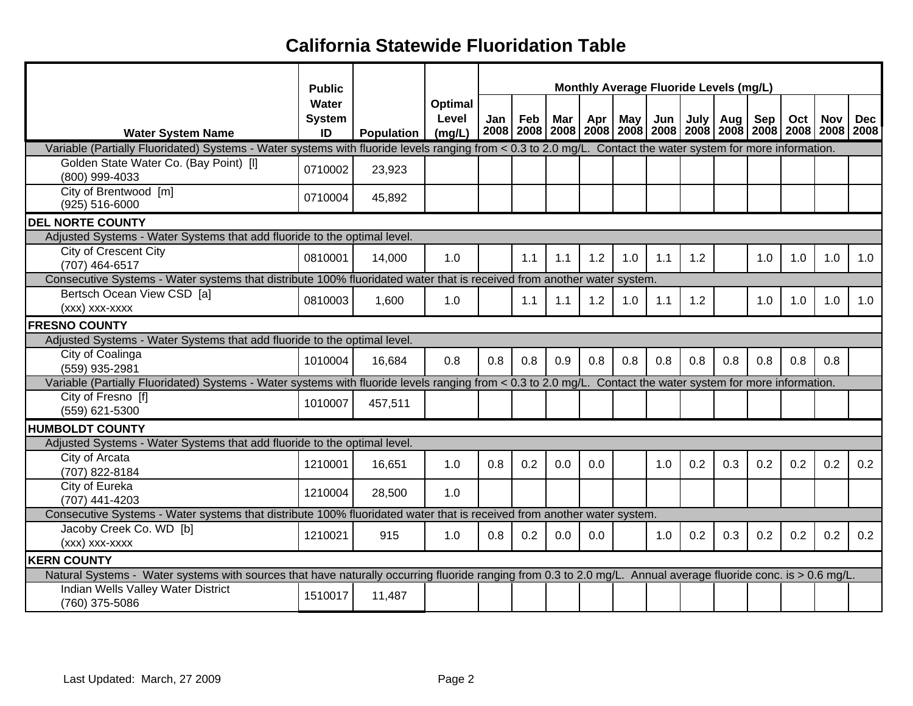# California Statewide Fluoridation Table

| Water System Name | Public Water System ID | Population | Optimal Level (mg/L) | Jan 2008 | Feb 2008 | Mar 2008 | Apr 2008 | May 2008 | Jun 2008 | July 2008 | Aug 2008 | Sep 2008 | Oct 2008 | Nov 2008 | Dec 2008 |
|---|---|---|---|---|---|---|---|---|---|---|---|---|---|---|---|
| Variable (Partially Fluoridated) Systems - Water systems with fluoride levels ranging from < 0.3 to 2.0 mg/L. Contact the water system for more information. | | | | | | | | | | | | | | | |
| Golden State Water Co. (Bay Point) [l] (800) 999-4033 | 0710002 | 23,923 | | | | | | | | | | | | | |
| City of Brentwood [m] (925) 516-6000 | 0710004 | 45,892 | | | | | | | | | | | | | |
| **DEL NORTE COUNTY** | | | | | | | | | | | | | | | |
| Adjusted Systems - Water Systems that add fluoride to the optimal level. | | | | | | | | | | | | | | | |
| City of Crescent City (707) 464-6517 | 0810001 | 14,000 | 1.0 | | 1.1 | 1.1 | 1.2 | 1.0 | 1.1 | 1.2 | | 1.0 | 1.0 | 1.0 | 1.0 |
| Consecutive Systems - Water systems that distribute 100% fluoridated water that is received from another water system. | | | | | | | | | | | | | | | |
| Bertsch Ocean View CSD [a] (xxx) xxx-xxxx | 0810003 | 1,600 | 1.0 | | 1.1 | 1.1 | 1.2 | 1.0 | 1.1 | 1.2 | | 1.0 | 1.0 | 1.0 | 1.0 |
| **FRESNO COUNTY** | | | | | | | | | | | | | | | |
| Adjusted Systems - Water Systems that add fluoride to the optimal level. | | | | | | | | | | | | | | | |
| City of Coalinga (559) 935-2981 | 1010004 | 16,684 | 0.8 | 0.8 | 0.8 | 0.9 | 0.8 | 0.8 | 0.8 | 0.8 | 0.8 | 0.8 | 0.8 | 0.8 | |
| Variable (Partially Fluoridated) Systems - Water systems with fluoride levels ranging from < 0.3 to 2.0 mg/L. Contact the water system for more information. | | | | | | | | | | | | | | | |
| City of Fresno [f] (559) 621-5300 | 1010007 | 457,511 | | | | | | | | | | | | | |
| **HUMBOLDT COUNTY** | | | | | | | | | | | | | | | |
| Adjusted Systems - Water Systems that add fluoride to the optimal level. | | | | | | | | | | | | | | | |
| City of Arcata (707) 822-8184 | 1210001 | 16,651 | 1.0 | 0.8 | 0.2 | 0.0 | 0.0 | | 1.0 | 0.2 | 0.3 | 0.2 | 0.2 | 0.2 | 0.2 |
| City of Eureka (707) 441-4203 | 1210004 | 28,500 | 1.0 | | | | | | | | | | | | |
| Consecutive Systems - Water systems that distribute 100% fluoridated water that is received from another water system. | | | | | | | | | | | | | | | |
| Jacoby Creek Co. WD [b] (xxx) xxx-xxxx | 1210021 | 915 | 1.0 | 0.8 | 0.2 | 0.0 | 0.0 | | 1.0 | 0.2 | 0.3 | 0.2 | 0.2 | 0.2 | 0.2 |
| **KERN COUNTY** | | | | | | | | | | | | | | | |
| Natural Systems - Water systems with sources that have naturally occurring fluoride ranging from 0.3 to 2.0 mg/L. Annual average fluoride conc. is > 0.6 mg/L. | | | | | | | | | | | | | | | |
| Indian Wells Valley Water District (760) 375-5086 | 1510017 | 11,487 | | | | | | | | | | | | | |

Last Updated: March, 27 2009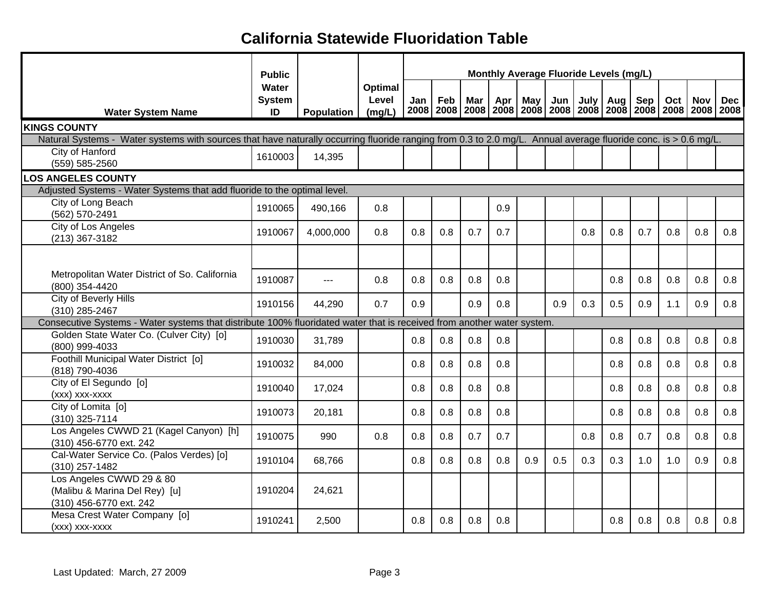# California Statewide Fluoridation Table

| Water System Name | Public Water System ID | Population | Optimal Level (mg/L) | Monthly Average Fluoride Levels (mg/L) | | | | | | | | | | | |
|---|---|---|---|---|---|---|---|---|---|---|---|---|---|---|---|
| | | | | Jan 2008 | Feb 2008 | Mar 2008 | Apr 2008 | May 2008 | Jun 2008 | July 2008 | Aug 2008 | Sep 2008 | Oct 2008 | Nov 2008 | Dec 2008 |
| **KINGS COUNTY** | | | | | | | | | | | | | | | |
| Natural Systems - Water systems with sources that have naturally occurring fluoride ranging from 0.3 to 2.0 mg/L. Annual average fluoride conc. is > 0.6 mg/L. | | | | | | | | | | | | | | | |
| City of Hanford (559) 585-2560 | 1610003 | 14,395 | | | | | | | | | | | | | |
| **LOS ANGELES COUNTY** | | | | | | | | | | | | | | | |
| Adjusted Systems - Water Systems that add fluoride to the optimal level. | | | | | | | | | | | | | | | |
| City of Long Beach (562) 570-2491 | 1910065 | 490,166 | 0.8 | | | | 0.9 | | | | | | | | |
| City of Los Angeles (213) 367-3182 | 1910067 | 4,000,000 | 0.8 | 0.8 | 0.8 | 0.7 | 0.7 | | | 0.8 | 0.8 | 0.7 | 0.8 | 0.8 | 0.8 |
| | | | | | | | | | | | | | | | |
| Metropolitan Water District of So. California (800) 354-4420 | 1910087 | --- | 0.8 | 0.8 | 0.8 | 0.8 | 0.8 | | | | 0.8 | 0.8 | 0.8 | 0.8 | 0.8 |
| City of Beverly Hills (310) 285-2467 | 1910156 | 44,290 | 0.7 | 0.9 | | 0.9 | 0.8 | | 0.9 | 0.3 | 0.5 | 0.9 | 1.1 | 0.9 | 0.8 |
| Consecutive Systems - Water systems that distribute 100% fluoridated water that is received from another water system. | | | | | | | | | | | | | | | |
| Golden State Water Co. (Culver City) [o] (800) 999-4033 | 1910030 | 31,789 | | 0.8 | 0.8 | 0.8 | 0.8 | | | | 0.8 | 0.8 | 0.8 | 0.8 | 0.8 |
| Foothill Municipal Water District [o] (818) 790-4036 | 1910032 | 84,000 | | 0.8 | 0.8 | 0.8 | 0.8 | | | | 0.8 | 0.8 | 0.8 | 0.8 | 0.8 |
| City of El Segundo [o] (xxx) xxx-xxxx | 1910040 | 17,024 | | 0.8 | 0.8 | 0.8 | 0.8 | | | | 0.8 | 0.8 | 0.8 | 0.8 | 0.8 |
| City of Lomita [o] (310) 325-7114 | 1910073 | 20,181 | | 0.8 | 0.8 | 0.8 | 0.8 | | | | 0.8 | 0.8 | 0.8 | 0.8 | 0.8 |
| Los Angeles CWWD 21 (Kagel Canyon) [h] (310) 456-6770 ext. 242 | 1910075 | 990 | 0.8 | 0.8 | 0.8 | 0.7 | 0.7 | | | 0.8 | 0.8 | 0.7 | 0.8 | 0.8 | 0.8 |
| Cal-Water Service Co. (Palos Verdes) [o] (310) 257-1482 | 1910104 | 68,766 | | 0.8 | 0.8 | 0.8 | 0.8 | 0.9 | 0.5 | 0.3 | 0.3 | 1.0 | 1.0 | 0.9 | 0.8 |
| Los Angeles CWWD 29 & 80 (Malibu & Marina Del Rey) [u] (310) 456-6770 ext. 242 | 1910204 | 24,621 | | | | | | | | | | | | | |
| Mesa Crest Water Company [o] (xxx) xxx-xxxx | 1910241 | 2,500 | | 0.8 | 0.8 | 0.8 | 0.8 | | | | 0.8 | 0.8 | 0.8 | 0.8 | 0.8 |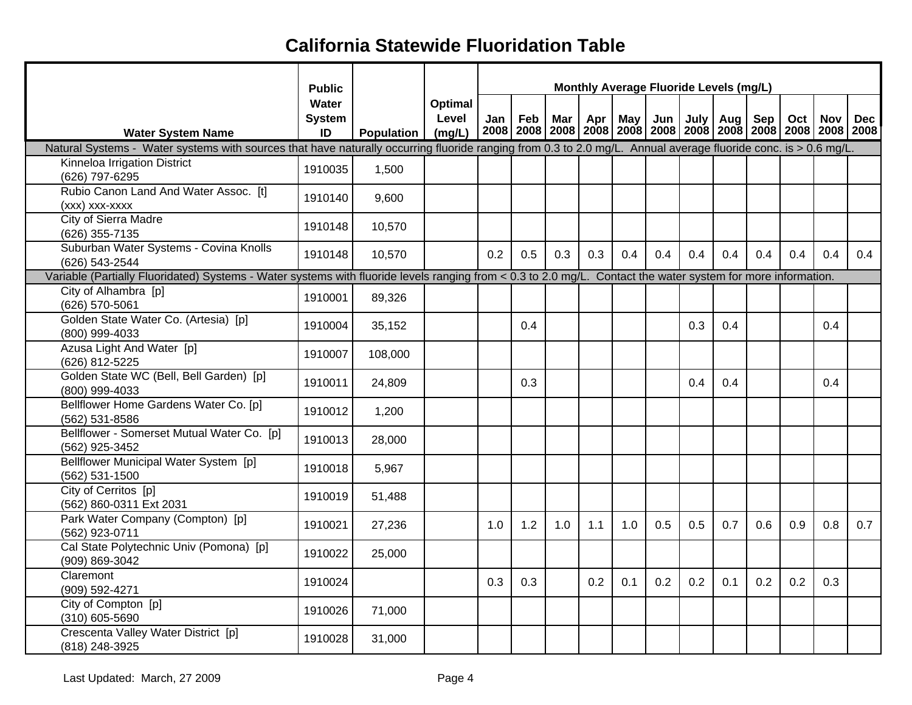# California Statewide Fluoridation Table

| Water System Name | Public Water System ID | Population | Optimal Level (mg/L) | Monthly Average Fluoride Levels (mg/L) | | | | | | | | | | | |
|---|---|---|---|---|---|---|---|---|---|---|---|---|---|---|---|
| | | | | Jan 2008 | Feb 2008 | Mar 2008 | Apr 2008 | May 2008 | Jun 2008 | July 2008 | Aug 2008 | Sep 2008 | Oct 2008 | Nov 2008 | Dec 2008 |
| Natural Systems - Water systems with sources that have naturally occurring fluoride ranging from 0.3 to 2.0 mg/L. Annual average fluoride conc. is > 0.6 mg/L. | | | | | | | | | | | | | | | |
| Kinneloa Irrigation District (626) 797-6295 | 1910035 | 1,500 | | | | | | | | | | | | | |
| Rubio Canon Land And Water Assoc. [t] (xxx) xxx-xxxx | 1910140 | 9,600 | | | | | | | | | | | | | |
| City of Sierra Madre (626) 355-7135 | 1910148 | 10,570 | | | | | | | | | | | | | |
| Suburban Water Systems - Covina Knolls (626) 543-2544 | 1910148 | 10,570 | | 0.2 | 0.5 | 0.3 | 0.3 | 0.4 | 0.4 | 0.4 | 0.4 | 0.4 | 0.4 | 0.4 | 0.4 |
| Variable (Partially Fluoridated) Systems - Water systems with fluoride levels ranging from < 0.3 to 2.0 mg/L. Contact the water system for more information. | | | | | | | | | | | | | | | |
| City of Alhambra [p] (626) 570-5061 | 1910001 | 89,326 | | | | | | | | | | | | | |
| Golden State Water Co. (Artesia) [p] (800) 999-4033 | 1910004 | 35,152 | | | 0.4 | | | | | 0.3 | 0.4 | | | 0.4 | |
| Azusa Light And Water [p] (626) 812-5225 | 1910007 | 108,000 | | | | | | | | | | | | | |
| Golden State WC (Bell, Bell Garden) [p] (800) 999-4033 | 1910011 | 24,809 | | | 0.3 | | | | | 0.4 | 0.4 | | | 0.4 | |
| Bellflower Home Gardens Water Co. [p] (562) 531-8586 | 1910012 | 1,200 | | | | | | | | | | | | | |
| Bellflower - Somerset Mutual Water Co. [p] (562) 925-3452 | 1910013 | 28,000 | | | | | | | | | | | | | |
| Bellflower Municipal Water System [p] (562) 531-1500 | 1910018 | 5,967 | | | | | | | | | | | | | |
| City of Cerritos [p] (562) 860-0311 Ext 2031 | 1910019 | 51,488 | | | | | | | | | | | | | |
| Park Water Company (Compton) [p] (562) 923-0711 | 1910021 | 27,236 | | 1.0 | 1.2 | 1.0 | 1.1 | 1.0 | 0.5 | 0.5 | 0.7 | 0.6 | 0.9 | 0.8 | 0.7 |
| Cal State Polytechnic Univ (Pomona) [p] (909) 869-3042 | 1910022 | 25,000 | | | | | | | | | | | | | |
| Claremont (909) 592-4271 | 1910024 | | | 0.3 | 0.3 | | 0.2 | 0.1 | 0.2 | 0.2 | 0.1 | 0.2 | 0.2 | 0.3 | |
| City of Compton [p] (310) 605-5690 | 1910026 | 71,000 | | | | | | | | | | | | | |
| Crescenta Valley Water District [p] (818) 248-3925 | 1910028 | 31,000 | | | | | | | | | | | | | |

Last Updated: March, 27 2009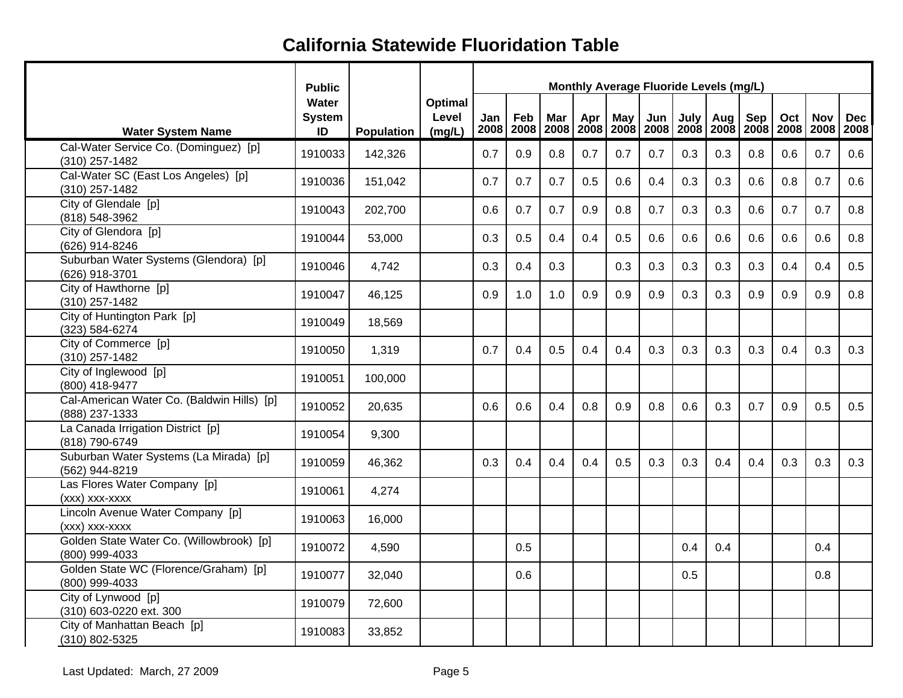# California Statewide Fluoridation Table

| Water System Name | Public Water System ID | Population | Optimal Level (mg/L) | Monthly Average Fluoride Levels (mg/L) | | | | | | | | | | | |
|---|---|---|---|---|---|---|---|---|---|---|---|---|---|---|---|
| | | | | Jan 2008 | Feb 2008 | Mar 2008 | Apr 2008 | May 2008 | Jun 2008 | July 2008 | Aug 2008 | Sep 2008 | Oct 2008 | Nov 2008 | Dec 2008 |
| Cal-Water Service Co. (Dominguez) [p] (310) 257-1482 | 1910033 | 142,326 | | 0.7 | 0.9 | 0.8 | 0.7 | 0.7 | 0.7 | 0.3 | 0.3 | 0.8 | 0.6 | 0.7 | 0.6 |
| Cal-Water SC (East Los Angeles) [p] (310) 257-1482 | 1910036 | 151,042 | | 0.7 | 0.7 | 0.7 | 0.5 | 0.6 | 0.4 | 0.3 | 0.3 | 0.6 | 0.8 | 0.7 | 0.6 |
| City of Glendale [p] (818) 548-3962 | 1910043 | 202,700 | | 0.6 | 0.7 | 0.7 | 0.9 | 0.8 | 0.7 | 0.3 | 0.3 | 0.6 | 0.7 | 0.7 | 0.8 |
| City of Glendora [p] (626) 914-8246 | 1910044 | 53,000 | | 0.3 | 0.5 | 0.4 | 0.4 | 0.5 | 0.6 | 0.6 | 0.6 | 0.6 | 0.6 | 0.6 | 0.8 |
| Suburban Water Systems (Glendora) [p] (626) 918-3701 | 1910046 | 4,742 | | 0.3 | 0.4 | 0.3 | | 0.3 | 0.3 | 0.3 | 0.3 | 0.3 | 0.4 | 0.4 | 0.5 |
| City of Hawthorne [p] (310) 257-1482 | 1910047 | 46,125 | | 0.9 | 1.0 | 1.0 | 0.9 | 0.9 | 0.9 | 0.3 | 0.3 | 0.9 | 0.9 | 0.9 | 0.8 |
| City of Huntington Park [p] (323) 584-6274 | 1910049 | 18,569 | | | | | | | | | | | | | |
| City of Commerce [p] (310) 257-1482 | 1910050 | 1,319 | | 0.7 | 0.4 | 0.5 | 0.4 | 0.4 | 0.3 | 0.3 | 0.3 | 0.3 | 0.4 | 0.3 | 0.3 |
| City of Inglewood [p] (800) 418-9477 | 1910051 | 100,000 | | | | | | | | | | | | | |
| Cal-American Water Co. (Baldwin Hills) [p] (888) 237-1333 | 1910052 | 20,635 | | 0.6 | 0.6 | 0.4 | 0.8 | 0.9 | 0.8 | 0.6 | 0.3 | 0.7 | 0.9 | 0.5 | 0.5 |
| La Canada Irrigation District [p] (818) 790-6749 | 1910054 | 9,300 | | | | | | | | | | | | | |
| Suburban Water Systems (La Mirada) [p] (562) 944-8219 | 1910059 | 46,362 | | 0.3 | 0.4 | 0.4 | 0.4 | 0.5 | 0.3 | 0.3 | 0.4 | 0.4 | 0.3 | 0.3 | 0.3 |
| Las Flores Water Company [p] (xxx) xxx-xxxx | 1910061 | 4,274 | | | | | | | | | | | | | |
| Lincoln Avenue Water Company [p] (xxx) xxx-xxxx | 1910063 | 16,000 | | | | | | | | | | | | | |
| Golden State Water Co. (Willowbrook) [p] (800) 999-4033 | 1910072 | 4,590 | | | 0.5 | | | | | 0.4 | 0.4 | | | 0.4 | |
| Golden State WC (Florence/Graham) [p] (800) 999-4033 | 1910077 | 32,040 | | | 0.6 | | | | | 0.5 | | | | 0.8 | |
| City of Lynwood [p] (310) 603-0220 ext. 300 | 1910079 | 72,600 | | | | | | | | | | | | | |
| City of Manhattan Beach [p] (310) 802-5325 | 1910083 | 33,852 | | | | | | | | | | | | | |

Last Updated: March, 27 2009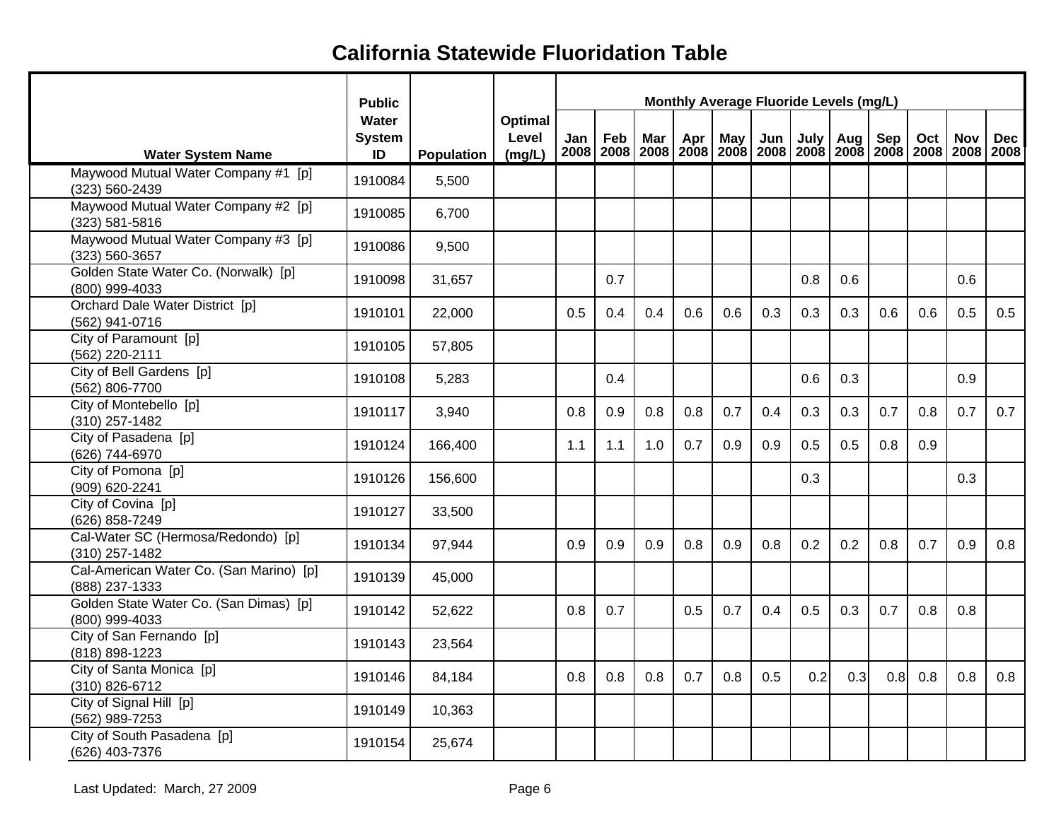# California Statewide Fluoridation Table

| Water System Name | Public Water System ID | Population | Optimal Level (mg/L) | Jan 2008 | Feb 2008 | Mar 2008 | Apr 2008 | May 2008 | Jun 2008 | July 2008 | Aug 2008 | Sep 2008 | Oct 2008 | Nov 2008 | Dec 2008 |
|---|---|---|---|---|---|---|---|---|---|---|---|---|---|---|---|
| | | | | Monthly Average Fluoride Levels (mg/L) | | | | | | | | | | | |
| Maywood Mutual Water Company #1 [p] (323) 560-2439 | 1910084 | 5,500 | | | | | | | | | | | | | |
| Maywood Mutual Water Company #2 [p] (323) 581-5816 | 1910085 | 6,700 | | | | | | | | | | | | | |
| Maywood Mutual Water Company #3 [p] (323) 560-3657 | 1910086 | 9,500 | | | | | | | | | | | | | |
| Golden State Water Co. (Norwalk) [p] (800) 999-4033 | 1910098 | 31,657 | | | 0.7 | | | | | 0.8 | 0.6 | | | 0.6 | |
| Orchard Dale Water District [p] (562) 941-0716 | 1910101 | 22,000 | | 0.5 | 0.4 | 0.4 | 0.6 | 0.6 | 0.3 | 0.3 | 0.3 | 0.6 | 0.6 | 0.5 | 0.5 |
| City of Paramount [p] (562) 220-2111 | 1910105 | 57,805 | | | | | | | | | | | | | |
| City of Bell Gardens [p] (562) 806-7700 | 1910108 | 5,283 | | | 0.4 | | | | | 0.6 | 0.3 | | | 0.9 | |
| City of Montebello [p] (310) 257-1482 | 1910117 | 3,940 | | 0.8 | 0.9 | 0.8 | 0.8 | 0.7 | 0.4 | 0.3 | 0.3 | 0.7 | 0.8 | 0.7 | 0.7 |
| City of Pasadena [p] (626) 744-6970 | 1910124 | 166,400 | | 1.1 | 1.1 | 1.0 | 0.7 | 0.9 | 0.9 | 0.5 | 0.5 | 0.8 | 0.9 | | |
| City of Pomona [p] (909) 620-2241 | 1910126 | 156,600 | | | | | | | | 0.3 | | | | 0.3 | |
| City of Covina [p] (626) 858-7249 | 1910127 | 33,500 | | | | | | | | | | | | | |
| Cal-Water SC (Hermosa/Redondo) [p] (310) 257-1482 | 1910134 | 97,944 | | 0.9 | 0.9 | 0.9 | 0.8 | 0.9 | 0.8 | 0.2 | 0.2 | 0.8 | 0.7 | 0.9 | 0.8 |
| Cal-American Water Co. (San Marino) [p] (888) 237-1333 | 1910139 | 45,000 | | | | | | | | | | | | | |
| Golden State Water Co. (San Dimas) [p] (800) 999-4033 | 1910142 | 52,622 | | 0.8 | 0.7 | | 0.5 | 0.7 | 0.4 | 0.5 | 0.3 | 0.7 | 0.8 | 0.8 | |
| City of San Fernando [p] (818) 898-1223 | 1910143 | 23,564 | | | | | | | | | | | | | |
| City of Santa Monica [p] (310) 826-6712 | 1910146 | 84,184 | | 0.8 | 0.8 | 0.8 | 0.7 | 0.8 | 0.5 | 0.2 | 0.3 | 0.8 | 0.8 | 0.8 | 0.8 |
| City of Signal Hill [p] (562) 989-7253 | 1910149 | 10,363 | | | | | | | | | | | | | |
| City of South Pasadena [p] (626) 403-7376 | 1910154 | 25,674 | | | | | | | | | | | | | |

Last Updated: March, 27 2009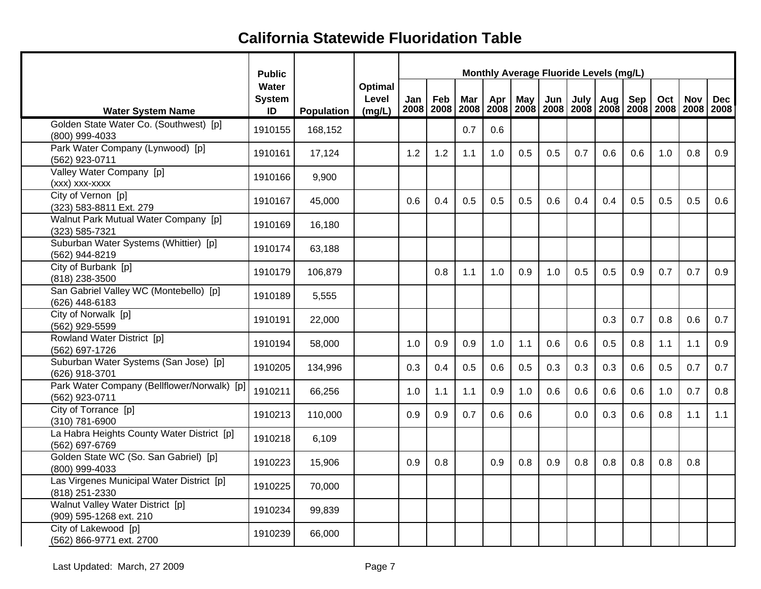# California Statewide Fluoridation Table

| Water System Name | Public Water System ID | Population | Optimal Level (mg/L) | Monthly Average Fluoride Levels (mg/L) | | | | | | | | | | | |
|---|---|---|---|---|---|---|---|---|---|---|---|---|---|---|---|
| | | | | Jan 2008 | Feb 2008 | Mar 2008 | Apr 2008 | May 2008 | Jun 2008 | July 2008 | Aug 2008 | Sep 2008 | Oct 2008 | Nov 2008 | Dec 2008 |
| Golden State Water Co. (Southwest) [p] (800) 999-4033 | 1910155 | 168,152 | | | | 0.7 | 0.6 | | | | | | | | |
| Park Water Company (Lynwood) [p] (562) 923-0711 | 1910161 | 17,124 | | 1.2 | 1.2 | 1.1 | 1.0 | 0.5 | 0.5 | 0.7 | 0.6 | 0.6 | 1.0 | 0.8 | 0.9 |
| Valley Water Company [p] (xxx) xxx-xxxx | 1910166 | 9,900 | | | | | | | | | | | | | |
| City of Vernon [p] (323) 583-8811 Ext. 279 | 1910167 | 45,000 | | 0.6 | 0.4 | 0.5 | 0.5 | 0.5 | 0.6 | 0.4 | 0.4 | 0.5 | 0.5 | 0.5 | 0.6 |
| Walnut Park Mutual Water Company [p] (323) 585-7321 | 1910169 | 16,180 | | | | | | | | | | | | | |
| Suburban Water Systems (Whittier) [p] (562) 944-8219 | 1910174 | 63,188 | | | | | | | | | | | | | |
| City of Burbank [p] (818) 238-3500 | 1910179 | 106,879 | | | 0.8 | 1.1 | 1.0 | 0.9 | 1.0 | 0.5 | 0.5 | 0.9 | 0.7 | 0.7 | 0.9 |
| San Gabriel Valley WC (Montebello) [p] (626) 448-6183 | 1910189 | 5,555 | | | | | | | | | | | | | |
| City of Norwalk [p] (562) 929-5599 | 1910191 | 22,000 | | | | | | | | | 0.3 | 0.7 | 0.8 | 0.6 | 0.7 |
| Rowland Water District [p] (562) 697-1726 | 1910194 | 58,000 | | 1.0 | 0.9 | 0.9 | 1.0 | 1.1 | 0.6 | 0.6 | 0.5 | 0.8 | 1.1 | 1.1 | 0.9 |
| Suburban Water Systems (San Jose) [p] (626) 918-3701 | 1910205 | 134,996 | | 0.3 | 0.4 | 0.5 | 0.6 | 0.5 | 0.3 | 0.3 | 0.3 | 0.6 | 0.5 | 0.7 | 0.7 |
| Park Water Company (Bellflower/Norwalk) [p] (562) 923-0711 | 1910211 | 66,256 | | 1.0 | 1.1 | 1.1 | 0.9 | 1.0 | 0.6 | 0.6 | 0.6 | 0.6 | 1.0 | 0.7 | 0.8 |
| City of Torrance [p] (310) 781-6900 | 1910213 | 110,000 | | 0.9 | 0.9 | 0.7 | 0.6 | 0.6 | | 0.0 | 0.3 | 0.6 | 0.8 | 1.1 | 1.1 |
| La Habra Heights County Water District [p] (562) 697-6769 | 1910218 | 6,109 | | | | | | | | | | | | | |
| Golden State WC (So. San Gabriel) [p] (800) 999-4033 | 1910223 | 15,906 | | 0.9 | 0.8 | | 0.9 | 0.8 | 0.9 | 0.8 | 0.8 | 0.8 | 0.8 | 0.8 | |
| Las Virgenes Municipal Water District [p] (818) 251-2330 | 1910225 | 70,000 | | | | | | | | | | | | | |
| Walnut Valley Water District [p] (909) 595-1268 ext. 210 | 1910234 | 99,839 | | | | | | | | | | | | | |
| City of Lakewood [p] (562) 866-9771 ext. 2700 | 1910239 | 66,000 | | | | | | | | | | | | | |

Last Updated: March, 27 2009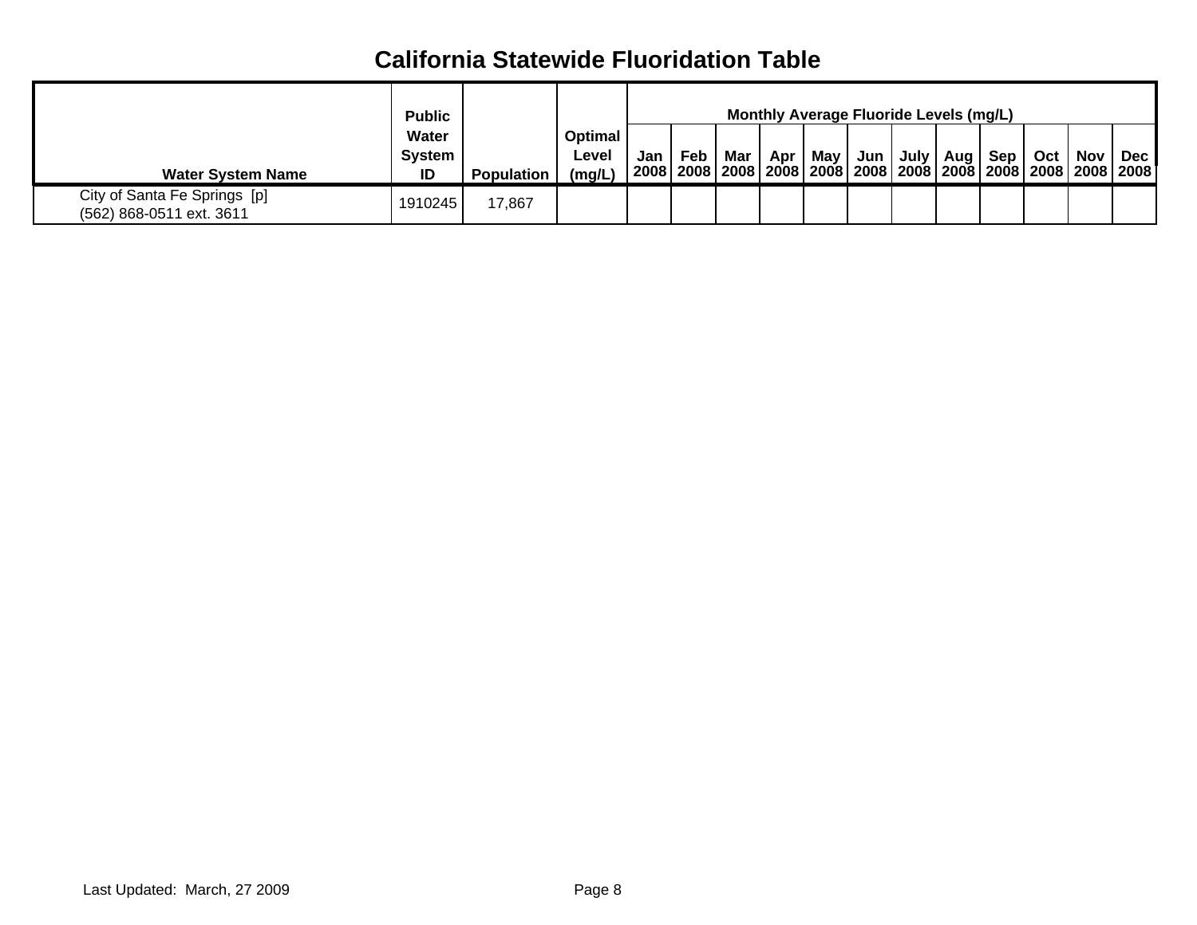# California Statewide Fluoridation Table

| Water System Name | Public Water System ID | Population | Optimal Level (mg/L) | Monthly Average Fluoride Levels (mg/L) | | | | | | | | | | | |
|---|---|---|---|---|---|---|---|---|---|---|---|---|---|---|---|
| | | | | Jan 2008 | Feb 2008 | Mar 2008 | Apr 2008 | May 2008 | Jun 2008 | July 2008 | Aug 2008 | Sep 2008 | Oct 2008 | Nov 2008 | Dec 2008 |
| City of Santa Fe Springs [p] (562) 868-0511 ext. 3611 | 1910245 | 17,867 | | | | | | | | | | | | | |

Last Updated: March, 27 2009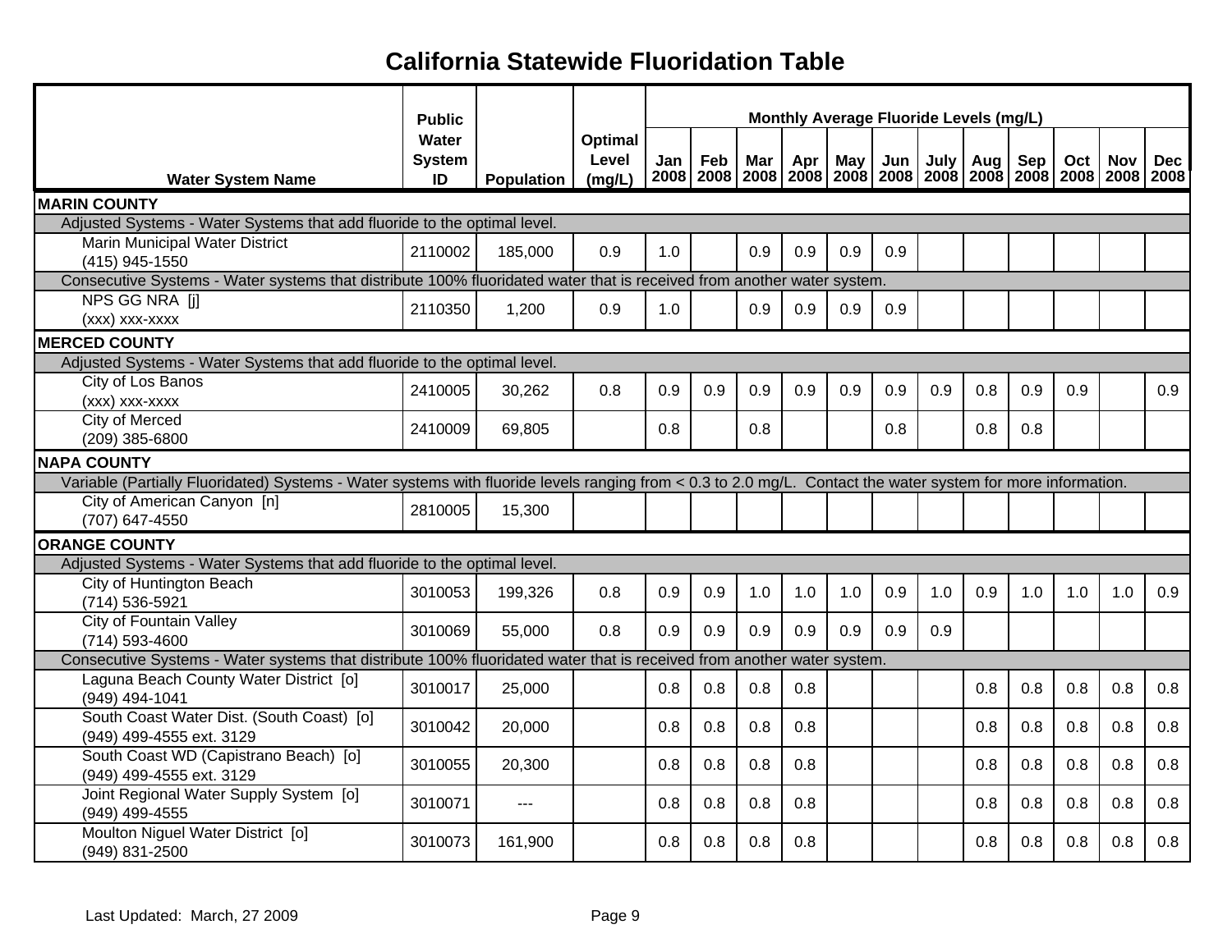# California Statewide Fluoridation Table

| Water System Name | Public Water System ID | Population | Optimal Level (mg/L) | Monthly Average Fluoride Levels (mg/L) | | | | | | | | | | | |
|---|---|---|---|---|---|---|---|---|---|---|---|---|---|---|---|
| | | | | Jan 2008 | Feb 2008 | Mar 2008 | Apr 2008 | May 2008 | Jun 2008 | July 2008 | Aug 2008 | Sep 2008 | Oct 2008 | Nov 2008 | Dec 2008 |
| **MARIN COUNTY** | | | | | | | | | | | | | | | |
| Adjusted Systems - Water Systems that add fluoride to the optimal level. | | | | | | | | | | | | | | | |
| Marin Municipal Water District (415) 945-1550 | 2110002 | 185,000 | 0.9 | 1.0 | | 0.9 | 0.9 | 0.9 | 0.9 | | | | | | |
| Consecutive Systems - Water systems that distribute 100% fluoridated water that is received from another water system. | | | | | | | | | | | | | | | |
| NPS GG NRA [j] (xxx) xxx-xxxx | 2110350 | 1,200 | 0.9 | 1.0 | | 0.9 | 0.9 | 0.9 | 0.9 | | | | | | |
| **MERCED COUNTY** | | | | | | | | | | | | | | | |
| Adjusted Systems - Water Systems that add fluoride to the optimal level. | | | | | | | | | | | | | | | |
| City of Los Banos (xxx) xxx-xxxx | 2410005 | 30,262 | 0.8 | 0.9 | 0.9 | 0.9 | 0.9 | 0.9 | 0.9 | 0.9 | 0.8 | 0.9 | 0.9 | | 0.9 |
| City of Merced (209) 385-6800 | 2410009 | 69,805 | | 0.8 | | 0.8 | | | 0.8 | | 0.8 | 0.8 | | | |
| **NAPA COUNTY** | | | | | | | | | | | | | | | |
| Variable (Partially Fluoridated) Systems - Water systems with fluoride levels ranging from < 0.3 to 2.0 mg/L. Contact the water system for more information. | | | | | | | | | | | | | | | |
| City of American Canyon [n] (707) 647-4550 | 2810005 | 15,300 | | | | | | | | | | | | | |
| **ORANGE COUNTY** | | | | | | | | | | | | | | | |
| Adjusted Systems - Water Systems that add fluoride to the optimal level. | | | | | | | | | | | | | | | |
| City of Huntington Beach (714) 536-5921 | 3010053 | 199,326 | 0.8 | 0.9 | 0.9 | 1.0 | 1.0 | 1.0 | 0.9 | 1.0 | 0.9 | 1.0 | 1.0 | 1.0 | 0.9 |
| City of Fountain Valley (714) 593-4600 | 3010069 | 55,000 | 0.8 | 0.9 | 0.9 | 0.9 | 0.9 | 0.9 | 0.9 | 0.9 | | | | | |
| Consecutive Systems - Water systems that distribute 100% fluoridated water that is received from another water system. | | | | | | | | | | | | | | | |
| Laguna Beach County Water District [o] (949) 494-1041 | 3010017 | 25,000 | | 0.8 | 0.8 | 0.8 | 0.8 | | | | 0.8 | 0.8 | 0.8 | 0.8 | 0.8 |
| South Coast Water Dist. (South Coast) [o] (949) 499-4555 ext. 3129 | 3010042 | 20,000 | | 0.8 | 0.8 | 0.8 | 0.8 | | | | 0.8 | 0.8 | 0.8 | 0.8 | 0.8 |
| South Coast WD (Capistrano Beach) [o] (949) 499-4555 ext. 3129 | 3010055 | 20,300 | | 0.8 | 0.8 | 0.8 | 0.8 | | | | 0.8 | 0.8 | 0.8 | 0.8 | 0.8 |
| Joint Regional Water Supply System [o] (949) 499-4555 | 3010071 | --- | | 0.8 | 0.8 | 0.8 | 0.8 | | | | 0.8 | 0.8 | 0.8 | 0.8 | 0.8 |
| Moulton Niguel Water District [o] (949) 831-2500 | 3010073 | 161,900 | | 0.8 | 0.8 | 0.8 | 0.8 | | | | 0.8 | 0.8 | 0.8 | 0.8 | 0.8 |

Last Updated: March, 27 2009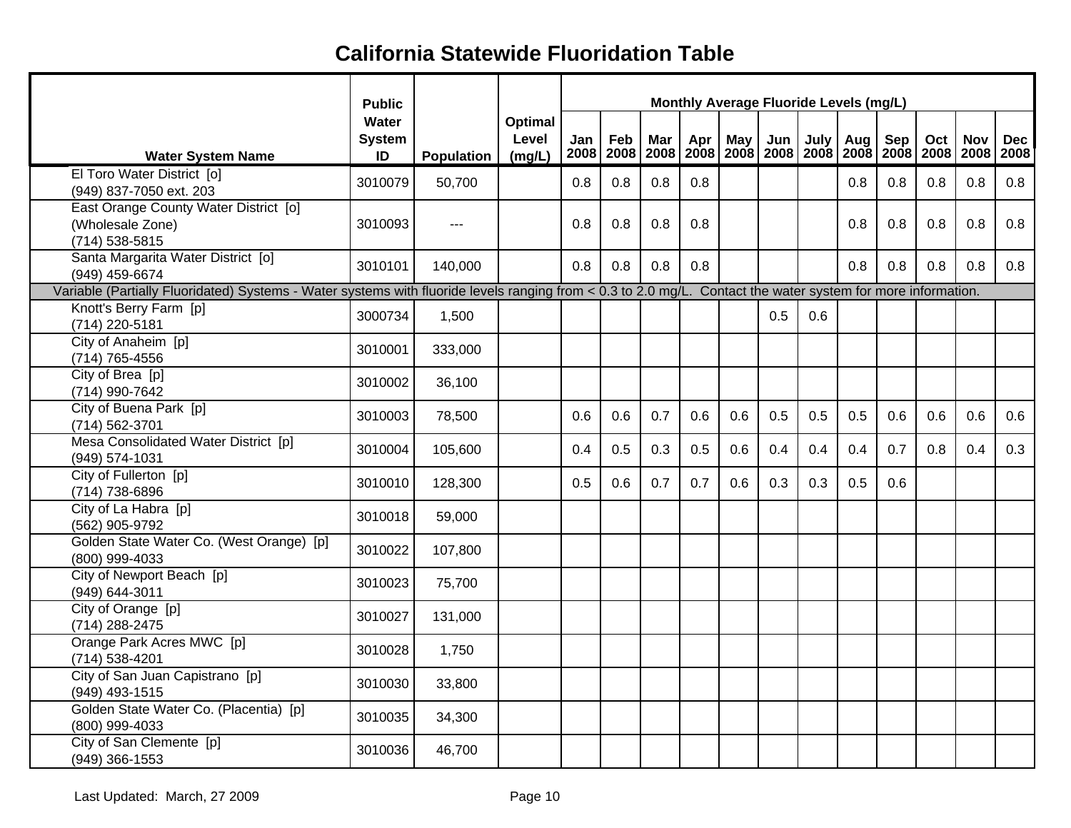# California Statewide Fluoridation Table

| Water System Name | Public Water System ID | Population | Optimal Level (mg/L) | Jan 2008 | Feb 2008 | Mar 2008 | Apr 2008 | May 2008 | Jun 2008 | July 2008 | Aug 2008 | Sep 2008 | Oct 2008 | Nov 2008 | Dec 2008 |
|---|---|---|---|---|---|---|---|---|---|---|---|---|---|---|---|
| El Toro Water District [o] (949) 837-7050 ext. 203 | 3010079 | 50,700 | | 0.8 | 0.8 | 0.8 | 0.8 | | | | 0.8 | 0.8 | 0.8 | 0.8 | 0.8 |
| East Orange County Water District [o] (Wholesale Zone) (714) 538-5815 | 3010093 | --- | | 0.8 | 0.8 | 0.8 | 0.8 | | | | 0.8 | 0.8 | 0.8 | 0.8 | 0.8 |
| Santa Margarita Water District [o] (949) 459-6674 | 3010101 | 140,000 | | 0.8 | 0.8 | 0.8 | 0.8 | | | | 0.8 | 0.8 | 0.8 | 0.8 | 0.8 |
| Variable (Partially Fluoridated) Systems - Water systems with fluoride levels ranging from < 0.3 to 2.0 mg/L. Contact the water system for more information. | | | | | | | | | | | | | | | |
| Knott's Berry Farm [p] (714) 220-5181 | 3000734 | 1,500 | | | | | | | 0.5 | 0.6 | | | | | |
| City of Anaheim [p] (714) 765-4556 | 3010001 | 333,000 | | | | | | | | | | | | | |
| City of Brea [p] (714) 990-7642 | 3010002 | 36,100 | | | | | | | | | | | | | |
| City of Buena Park [p] (714) 562-3701 | 3010003 | 78,500 | | 0.6 | 0.6 | 0.7 | 0.6 | 0.6 | 0.5 | 0.5 | 0.5 | 0.6 | 0.6 | 0.6 | 0.6 |
| Mesa Consolidated Water District [p] (949) 574-1031 | 3010004 | 105,600 | | 0.4 | 0.5 | 0.3 | 0.5 | 0.6 | 0.4 | 0.4 | 0.4 | 0.7 | 0.8 | 0.4 | 0.3 |
| City of Fullerton [p] (714) 738-6896 | 3010010 | 128,300 | | 0.5 | 0.6 | 0.7 | 0.7 | 0.6 | 0.3 | 0.3 | 0.5 | 0.6 | | | |
| City of La Habra [p] (562) 905-9792 | 3010018 | 59,000 | | | | | | | | | | | | | |
| Golden State Water Co. (West Orange) [p] (800) 999-4033 | 3010022 | 107,800 | | | | | | | | | | | | | |
| City of Newport Beach [p] (949) 644-3011 | 3010023 | 75,700 | | | | | | | | | | | | | |
| City of Orange [p] (714) 288-2475 | 3010027 | 131,000 | | | | | | | | | | | | | |
| Orange Park Acres MWC [p] (714) 538-4201 | 3010028 | 1,750 | | | | | | | | | | | | | |
| City of San Juan Capistrano [p] (949) 493-1515 | 3010030 | 33,800 | | | | | | | | | | | | | |
| Golden State Water Co. (Placentia) [p] (800) 999-4033 | 3010035 | 34,300 | | | | | | | | | | | | | |
| City of San Clemente [p] (949) 366-1553 | 3010036 | 46,700 | | | | | | | | | | | | | |

Last Updated: March, 27 2009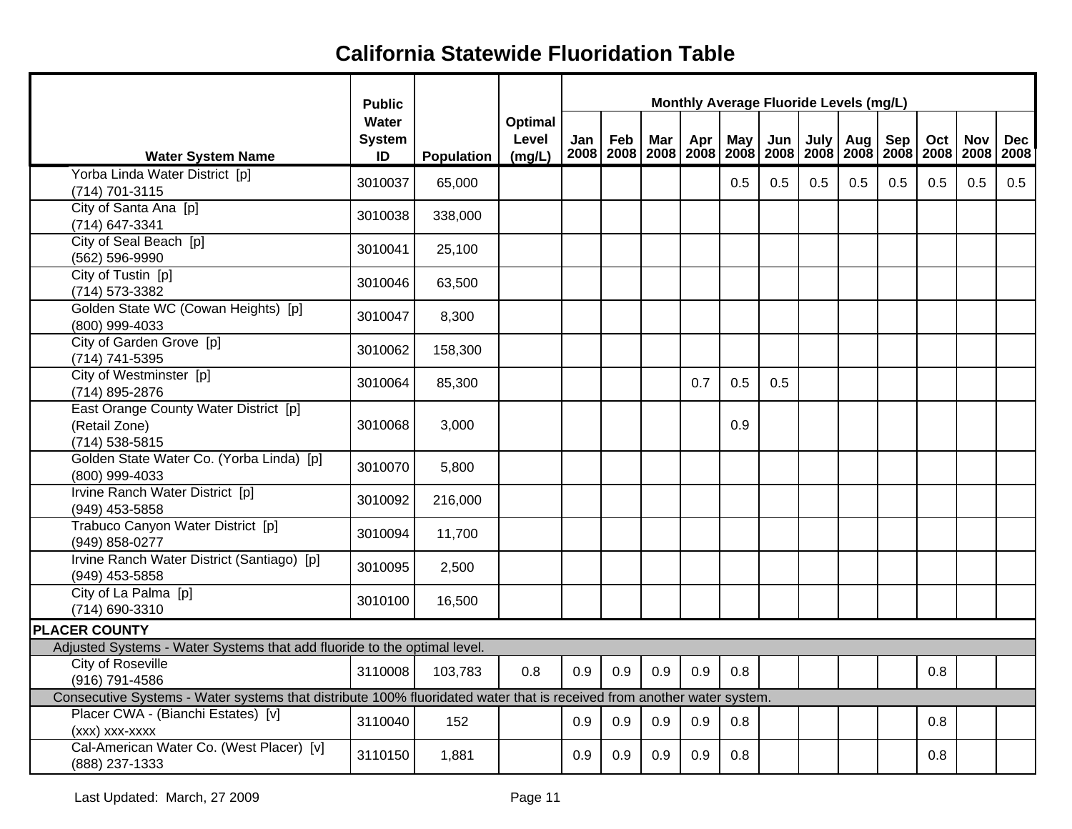# California Statewide Fluoridation Table

| Water System Name | Public Water System ID | Population | Optimal Level (mg/L) | Jan 2008 | Feb 2008 | Mar 2008 | Apr 2008 | May 2008 | Jun 2008 | July 2008 | Aug 2008 | Sep 2008 | Oct 2008 | Nov 2008 | Dec 2008 |
|---|---|---|---|---|---|---|---|---|---|---|---|---|---|---|---|
| | | | | Monthly Average Fluoride Levels (mg/L) | | | | | | | | | | | |
| Yorba Linda Water District [p] (714) 701-3115 | 3010037 | 65,000 | | | | | | 0.5 | 0.5 | 0.5 | 0.5 | 0.5 | 0.5 | 0.5 | 0.5 |
| City of Santa Ana [p] (714) 647-3341 | 3010038 | 338,000 | | | | | | | | | | | | | |
| City of Seal Beach [p] (562) 596-9990 | 3010041 | 25,100 | | | | | | | | | | | | | |
| City of Tustin [p] (714) 573-3382 | 3010046 | 63,500 | | | | | | | | | | | | | |
| Golden State WC (Cowan Heights) [p] (800) 999-4033 | 3010047 | 8,300 | | | | | | | | | | | | | |
| City of Garden Grove [p] (714) 741-5395 | 3010062 | 158,300 | | | | | | | | | | | | | |
| City of Westminster [p] (714) 895-2876 | 3010064 | 85,300 | | | | | 0.7 | 0.5 | 0.5 | | | | | | |
| East Orange County Water District [p] (Retail Zone) (714) 538-5815 | 3010068 | 3,000 | | | | | | 0.9 | | | | | | | |
| Golden State Water Co. (Yorba Linda) [p] (800) 999-4033 | 3010070 | 5,800 | | | | | | | | | | | | | |
| Irvine Ranch Water District [p] (949) 453-5858 | 3010092 | 216,000 | | | | | | | | | | | | | |
| Trabuco Canyon Water District [p] (949) 858-0277 | 3010094 | 11,700 | | | | | | | | | | | | | |
| Irvine Ranch Water District (Santiago) [p] (949) 453-5858 | 3010095 | 2,500 | | | | | | | | | | | | | |
| City of La Palma [p] (714) 690-3310 | 3010100 | 16,500 | | | | | | | | | | | | | |
| **PLACER COUNTY** | | | | | | | | | | | | | | | |
| Adjusted Systems - Water Systems that add fluoride to the optimal level. | | | | | | | | | | | | | | | |
| City of Roseville (916) 791-4586 | 3110008 | 103,783 | 0.8 | 0.9 | 0.9 | 0.9 | 0.9 | 0.8 | | | | | 0.8 | | |
| Consecutive Systems - Water systems that distribute 100% fluoridated water that is received from another water system. | | | | | | | | | | | | | | | |
| Placer CWA - (Bianchi Estates) [v] (xxx) xxx-xxxx | 3110040 | 152 | | 0.9 | 0.9 | 0.9 | 0.9 | 0.8 | | | | | 0.8 | | |
| Cal-American Water Co. (West Placer) [v] (888) 237-1333 | 3110150 | 1,881 | | 0.9 | 0.9 | 0.9 | 0.9 | 0.8 | | | | | 0.8 | | |

Last Updated: March, 27 2009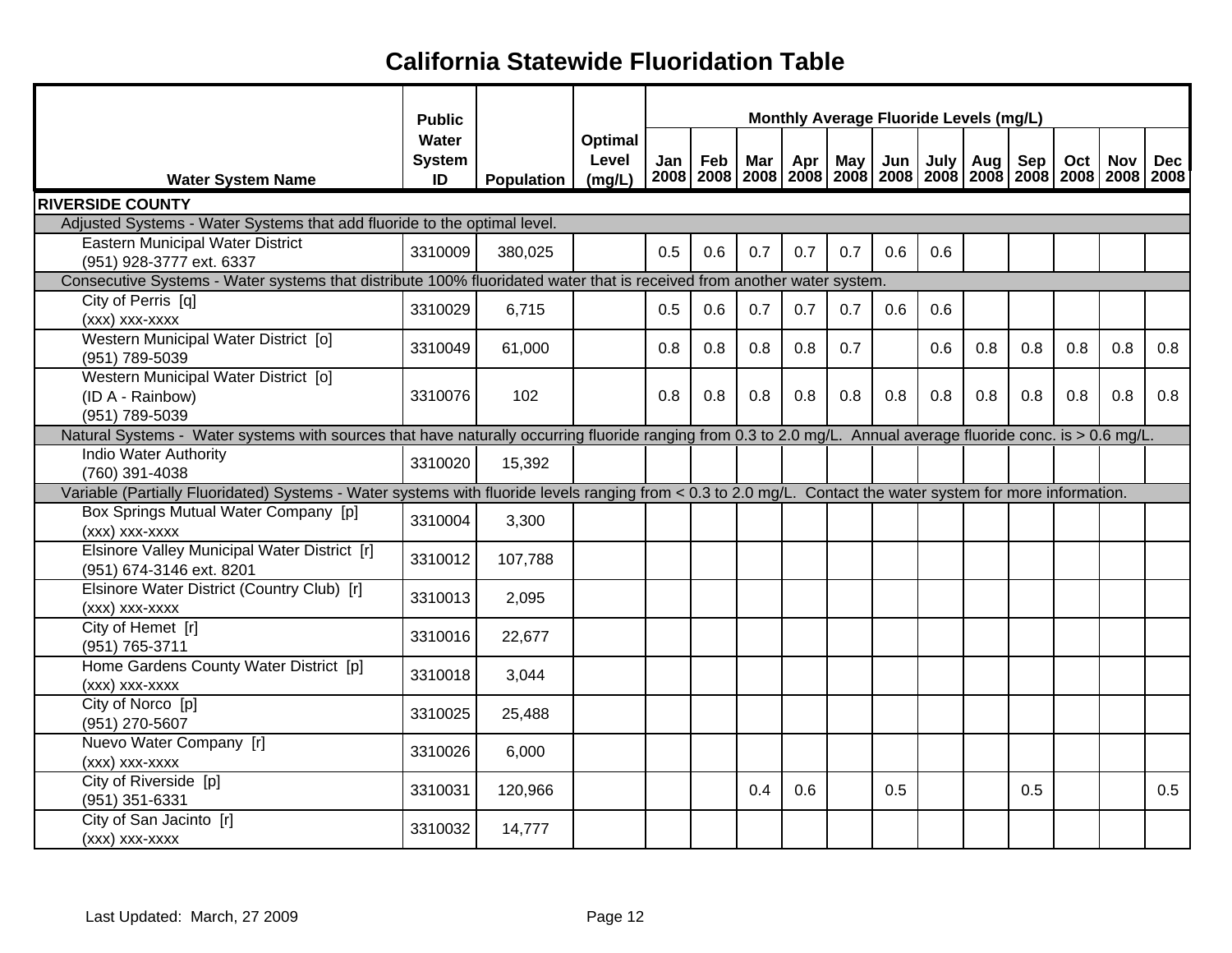# California Statewide Fluoridation Table

| Water System Name | Public Water System ID | Population | Optimal Level (mg/L) | Monthly Average Fluoride Levels (mg/L) | | | | | | | | | | | |
|---|---|---|---|---|---|---|---|---|---|---|---|---|---|---|---|
| | | | | Jan 2008 | Feb 2008 | Mar 2008 | Apr 2008 | May 2008 | Jun 2008 | July 2008 | Aug 2008 | Sep 2008 | Oct 2008 | Nov 2008 | Dec 2008 |
| **RIVERSIDE COUNTY** | | | | | | | | | | | | | | | |
| Adjusted Systems - Water Systems that add fluoride to the optimal level. | | | | | | | | | | | | | | | |
| Eastern Municipal Water District (951) 928-3777 ext. 6337 | 3310009 | 380,025 | | 0.5 | 0.6 | 0.7 | 0.7 | 0.7 | 0.6 | 0.6 | | | | | |
| Consecutive Systems - Water systems that distribute 100% fluoridated water that is received from another water system. | | | | | | | | | | | | | | | |
| City of Perris [q] (xxx) xxx-xxxx | 3310029 | 6,715 | | 0.5 | 0.6 | 0.7 | 0.7 | 0.7 | 0.6 | 0.6 | | | | | |
| Western Municipal Water District [o] (951) 789-5039 | 3310049 | 61,000 | | 0.8 | 0.8 | 0.8 | 0.8 | 0.7 | | 0.6 | 0.8 | 0.8 | 0.8 | 0.8 | 0.8 |
| Western Municipal Water District [o] (ID A - Rainbow) (951) 789-5039 | 3310076 | 102 | | 0.8 | 0.8 | 0.8 | 0.8 | 0.8 | 0.8 | 0.8 | 0.8 | 0.8 | 0.8 | 0.8 | 0.8 |
| Natural Systems - Water systems with sources that have naturally occurring fluoride ranging from 0.3 to 2.0 mg/L. Annual average fluoride conc. is > 0.6 mg/L. | | | | | | | | | | | | | | | |
| Indio Water Authority (760) 391-4038 | 3310020 | 15,392 | | | | | | | | | | | | | |
| Variable (Partially Fluoridated) Systems - Water systems with fluoride levels ranging from < 0.3 to 2.0 mg/L. Contact the water system for more information. | | | | | | | | | | | | | | | |
| Box Springs Mutual Water Company [p] (xxx) xxx-xxxx | 3310004 | 3,300 | | | | | | | | | | | | | |
| Elsinore Valley Municipal Water District [r] (951) 674-3146 ext. 8201 | 3310012 | 107,788 | | | | | | | | | | | | | |
| Elsinore Water District (Country Club) [r] (xxx) xxx-xxxx | 3310013 | 2,095 | | | | | | | | | | | | | |
| City of Hemet [r] (951) 765-3711 | 3310016 | 22,677 | | | | | | | | | | | | | |
| Home Gardens County Water District [p] (xxx) xxx-xxxx | 3310018 | 3,044 | | | | | | | | | | | | | |
| City of Norco [p] (951) 270-5607 | 3310025 | 25,488 | | | | | | | | | | | | | |
| Nuevo Water Company [r] (xxx) xxx-xxxx | 3310026 | 6,000 | | | | | | | | | | | | | |
| City of Riverside [p] (951) 351-6331 | 3310031 | 120,966 | | | | 0.4 | 0.6 | | 0.5 | | | 0.5 | | | 0.5 |
| City of San Jacinto [r] (xxx) xxx-xxxx | 3310032 | 14,777 | | | | | | | | | | | | | |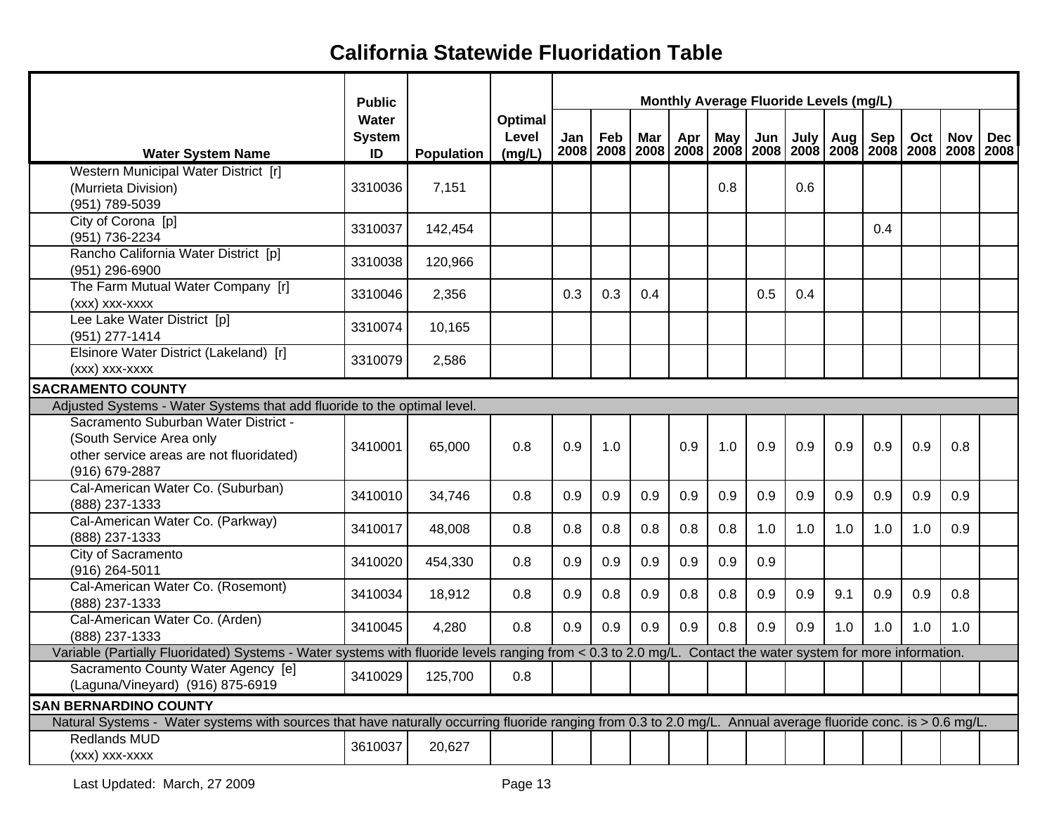# California Statewide Fluoridation Table

| Water System Name | Public Water System ID | Population | Optimal Level (mg/L) | Jan 2008 | Feb 2008 | Mar 2008 | Apr 2008 | May 2008 | Jun 2008 | July 2008 | Aug 2008 | Sep 2008 | Oct 2008 | Nov 2008 | Dec 2008 |
|---|---|---|---|---|---|---|---|---|---|---|---|---|---|---|---|
| | | | | Monthly Average Fluoride Levels (mg/L) | | | | | | | | | | | |
| Western Municipal Water District [r] (Murrieta Division) (951) 789-5039 | 3310036 | 7,151 | | | | | | 0.8 | | 0.6 | | | | | |
| City of Corona [p] (951) 736-2234 | 3310037 | 142,454 | | | | | | | | | | 0.4 | | | |
| Rancho California Water District [p] (951) 296-6900 | 3310038 | 120,966 | | | | | | | | | | | | | |
| The Farm Mutual Water Company [r] (xxx) xxx-xxxx | 3310046 | 2,356 | | 0.3 | 0.3 | 0.4 | | | 0.5 | 0.4 | | | | | |
| Lee Lake Water District [p] (951) 277-1414 | 3310074 | 10,165 | | | | | | | | | | | | | |
| Elsinore Water District (Lakeland) [r] (xxx) xxx-xxxx | 3310079 | 2,586 | | | | | | | | | | | | | |
| **SACRAMENTO COUNTY** | | | | | | | | | | | | | | | |
| Adjusted Systems - Water Systems that add fluoride to the optimal level. | | | | | | | | | | | | | | | |
| Sacramento Suburban Water District - (South Service Area only other service areas are not fluoridated) (916) 679-2887 | 3410001 | 65,000 | 0.8 | 0.9 | 1.0 | | 0.9 | 1.0 | 0.9 | 0.9 | 0.9 | 0.9 | 0.9 | 0.8 | |
| Cal-American Water Co. (Suburban) (888) 237-1333 | 3410010 | 34,746 | 0.8 | 0.9 | 0.9 | 0.9 | 0.9 | 0.9 | 0.9 | 0.9 | 0.9 | 0.9 | 0.9 | 0.9 | |
| Cal-American Water Co. (Parkway) (888) 237-1333 | 3410017 | 48,008 | 0.8 | 0.8 | 0.8 | 0.8 | 0.8 | 0.8 | 1.0 | 1.0 | 1.0 | 1.0 | 1.0 | 0.9 | |
| City of Sacramento (916) 264-5011 | 3410020 | 454,330 | 0.8 | 0.9 | 0.9 | 0.9 | 0.9 | 0.9 | 0.9 | | | | | | |
| Cal-American Water Co. (Rosemont) (888) 237-1333 | 3410034 | 18,912 | 0.8 | 0.9 | 0.8 | 0.9 | 0.8 | 0.8 | 0.9 | 0.9 | 9.1 | 0.9 | 0.9 | 0.8 | |
| Cal-American Water Co. (Arden) (888) 237-1333 | 3410045 | 4,280 | 0.8 | 0.9 | 0.9 | 0.9 | 0.9 | 0.8 | 0.9 | 0.9 | 1.0 | 1.0 | 1.0 | 1.0 | |
| Variable (Partially Fluoridated) Systems - Water systems with fluoride levels ranging from < 0.3 to 2.0 mg/L. Contact the water system for more information. | | | | | | | | | | | | | | | |
| Sacramento County Water Agency [e] (Laguna/Vineyard) (916) 875-6919 | 3410029 | 125,700 | 0.8 | | | | | | | | | | | | |
| **SAN BERNARDINO COUNTY** | | | | | | | | | | | | | | | |
| Natural Systems - Water systems with sources that have naturally occurring fluoride ranging from 0.3 to 2.0 mg/L. Annual average fluoride conc. is > 0.6 mg/L. | | | | | | | | | | | | | | | |
| Redlands MUD (xxx) xxx-xxxx | 3610037 | 20,627 | | | | | | | | | | | | | |

Last Updated: March, 27 2009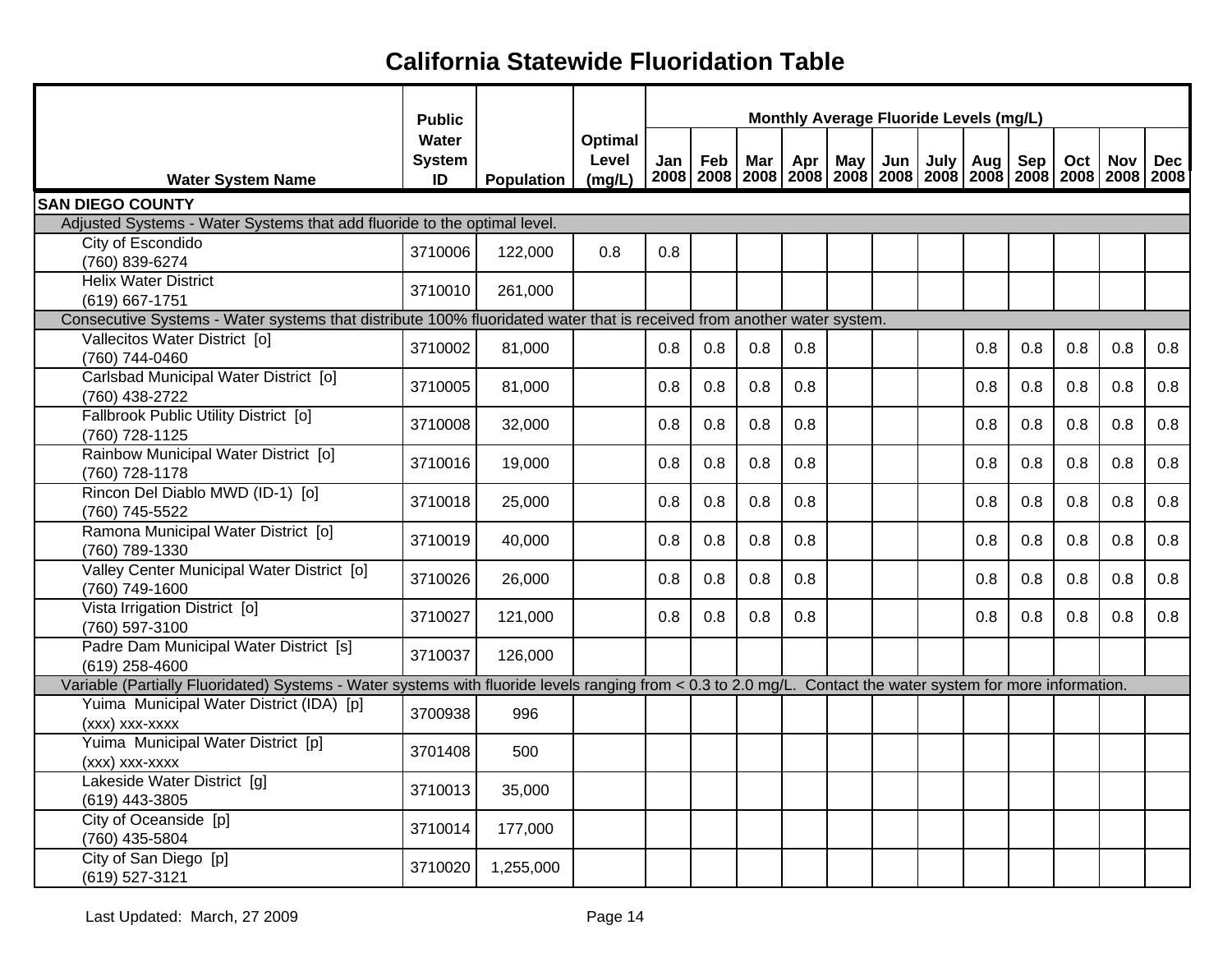# California Statewide Fluoridation Table

| Water System Name | Public Water System ID | Population | Optimal Level (mg/L) | Jan 2008 | Feb 2008 | Mar 2008 | Apr 2008 | May 2008 | Jun 2008 | July 2008 | Aug 2008 | Sep 2008 | Oct 2008 | Nov 2008 | Dec 2008 |
|---|---|---|---|---|---|---|---|---|---|---|---|---|---|---|---|
| | | | | Monthly Average Fluoride Levels (mg/L) | | | | | | | | | | | |
| **SAN DIEGO COUNTY** | | | | | | | | | | | | | | | |
| Adjusted Systems - Water Systems that add fluoride to the optimal level. | | | | | | | | | | | | | | | |
| City of Escondido (760) 839-6274 | 3710006 | 122,000 | 0.8 | 0.8 | | | | | | | | | | | |
| Helix Water District (619) 667-1751 | 3710010 | 261,000 | | | | | | | | | | | | | |
| Consecutive Systems - Water systems that distribute 100% fluoridated water that is received from another water system. | | | | | | | | | | | | | | | |
| Vallecitos Water District [o] (760) 744-0460 | 3710002 | 81,000 | | 0.8 | 0.8 | 0.8 | 0.8 | | | | 0.8 | 0.8 | 0.8 | 0.8 | 0.8 |
| Carlsbad Municipal Water District [o] (760) 438-2722 | 3710005 | 81,000 | | 0.8 | 0.8 | 0.8 | 0.8 | | | | 0.8 | 0.8 | 0.8 | 0.8 | 0.8 |
| Fallbrook Public Utility District [o] (760) 728-1125 | 3710008 | 32,000 | | 0.8 | 0.8 | 0.8 | 0.8 | | | | 0.8 | 0.8 | 0.8 | 0.8 | 0.8 |
| Rainbow Municipal Water District [o] (760) 728-1178 | 3710016 | 19,000 | | 0.8 | 0.8 | 0.8 | 0.8 | | | | 0.8 | 0.8 | 0.8 | 0.8 | 0.8 |
| Rincon Del Diablo MWD (ID-1) [o] (760) 745-5522 | 3710018 | 25,000 | | 0.8 | 0.8 | 0.8 | 0.8 | | | | 0.8 | 0.8 | 0.8 | 0.8 | 0.8 |
| Ramona Municipal Water District [o] (760) 789-1330 | 3710019 | 40,000 | | 0.8 | 0.8 | 0.8 | 0.8 | | | | 0.8 | 0.8 | 0.8 | 0.8 | 0.8 |
| Valley Center Municipal Water District [o] (760) 749-1600 | 3710026 | 26,000 | | 0.8 | 0.8 | 0.8 | 0.8 | | | | 0.8 | 0.8 | 0.8 | 0.8 | 0.8 |
| Vista Irrigation District [o] (760) 597-3100 | 3710027 | 121,000 | | 0.8 | 0.8 | 0.8 | 0.8 | | | | 0.8 | 0.8 | 0.8 | 0.8 | 0.8 |
| Padre Dam Municipal Water District [s] (619) 258-4600 | 3710037 | 126,000 | | | | | | | | | | | | | |
| Variable (Partially Fluoridated) Systems - Water systems with fluoride levels ranging from < 0.3 to 2.0 mg/L. Contact the water system for more information. | | | | | | | | | | | | | | | |
| Yuima Municipal Water District (IDA) [p] (xxx) xxx-xxxx | 3700938 | 996 | | | | | | | | | | | | | |
| Yuima Municipal Water District [p] (xxx) xxx-xxxx | 3701408 | 500 | | | | | | | | | | | | | |
| Lakeside Water District [g] (619) 443-3805 | 3710013 | 35,000 | | | | | | | | | | | | | |
| City of Oceanside [p] (760) 435-5804 | 3710014 | 177,000 | | | | | | | | | | | | | |
| City of San Diego [p] (619) 527-3121 | 3710020 | 1,255,000 | | | | | | | | | | | | | |

Last Updated: March, 27 2009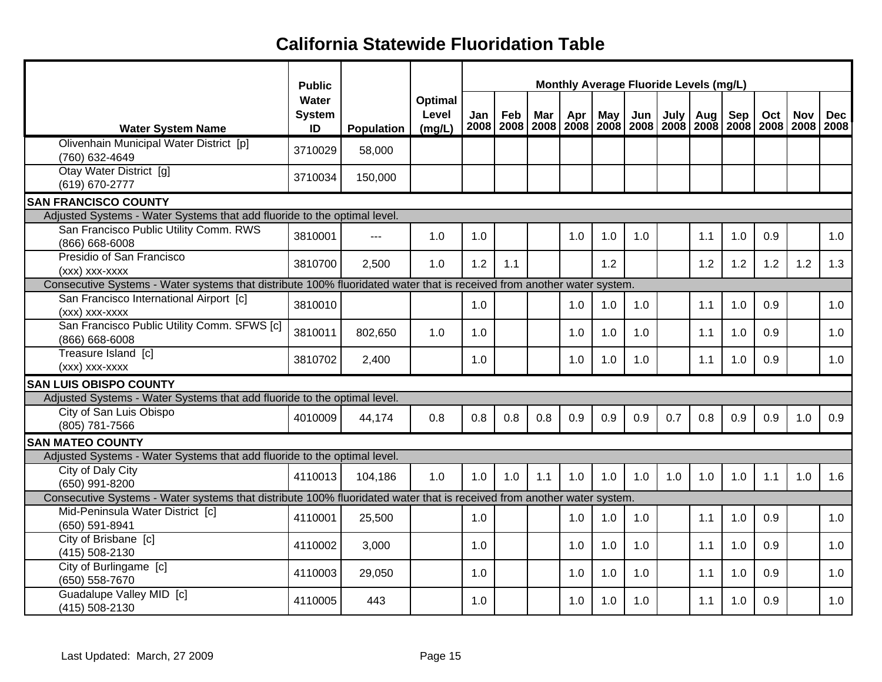# California Statewide Fluoridation Table

| Water System Name | Public Water System ID | Population | Optimal Level (mg/L) | Jan 2008 | Feb 2008 | Mar 2008 | Apr 2008 | May 2008 | Jun 2008 | July 2008 | Aug 2008 | Sep 2008 | Oct 2008 | Nov 2008 | Dec 2008 |
|---|---|---|---|---|---|---|---|---|---|---|---|---|---|---|---|
| | | | | Monthly Average Fluoride Levels (mg/L) | | | | | | | | | | | |
| Olivenhain Municipal Water District [p] (760) 632-4649 | 3710029 | 58,000 | | | | | | | | | | | | | |
| Otay Water District [g] (619) 670-2777 | 3710034 | 150,000 | | | | | | | | | | | | | |
| **SAN FRANCISCO COUNTY** | | | | | | | | | | | | | | | |
| Adjusted Systems - Water Systems that add fluoride to the optimal level. | | | | | | | | | | | | | | | |
| San Francisco Public Utility Comm. RWS (866) 668-6008 | 3810001 | --- | 1.0 | 1.0 | | | 1.0 | 1.0 | 1.0 | | 1.1 | 1.0 | 0.9 | | 1.0 |
| Presidio of San Francisco (xxx) xxx-xxxx | 3810700 | 2,500 | 1.0 | 1.2 | 1.1 | | | 1.2 | | | 1.2 | 1.2 | 1.2 | 1.2 | 1.3 |
| Consecutive Systems - Water systems that distribute 100% fluoridated water that is received from another water system. | | | | | | | | | | | | | | | |
| San Francisco International Airport [c] (xxx) xxx-xxxx | 3810010 | | | 1.0 | | | 1.0 | 1.0 | 1.0 | | 1.1 | 1.0 | 0.9 | | 1.0 |
| San Francisco Public Utility Comm. SFWS [c] (866) 668-6008 | 3810011 | 802,650 | 1.0 | 1.0 | | | 1.0 | 1.0 | 1.0 | | 1.1 | 1.0 | 0.9 | | 1.0 |
| Treasure Island [c] (xxx) xxx-xxxx | 3810702 | 2,400 | | 1.0 | | | 1.0 | 1.0 | 1.0 | | 1.1 | 1.0 | 0.9 | | 1.0 |
| **SAN LUIS OBISPO COUNTY** | | | | | | | | | | | | | | | |
| Adjusted Systems - Water Systems that add fluoride to the optimal level. | | | | | | | | | | | | | | | |
| City of San Luis Obispo (805) 781-7566 | 4010009 | 44,174 | 0.8 | 0.8 | 0.8 | 0.8 | 0.9 | 0.9 | 0.9 | 0.7 | 0.8 | 0.9 | 0.9 | 1.0 | 0.9 |
| **SAN MATEO COUNTY** | | | | | | | | | | | | | | | |
| Adjusted Systems - Water Systems that add fluoride to the optimal level. | | | | | | | | | | | | | | | |
| City of Daly City (650) 991-8200 | 4110013 | 104,186 | 1.0 | 1.0 | 1.0 | 1.1 | 1.0 | 1.0 | 1.0 | 1.0 | 1.0 | 1.0 | 1.1 | 1.0 | 1.6 |
| Consecutive Systems - Water systems that distribute 100% fluoridated water that is received from another water system. | | | | | | | | | | | | | | | |
| Mid-Peninsula Water District [c] (650) 591-8941 | 4110001 | 25,500 | | 1.0 | | | 1.0 | 1.0 | 1.0 | | 1.1 | 1.0 | 0.9 | | 1.0 |
| City of Brisbane [c] (415) 508-2130 | 4110002 | 3,000 | | 1.0 | | | 1.0 | 1.0 | 1.0 | | 1.1 | 1.0 | 0.9 | | 1.0 |
| City of Burlingame [c] (650) 558-7670 | 4110003 | 29,050 | | 1.0 | | | 1.0 | 1.0 | 1.0 | | 1.1 | 1.0 | 0.9 | | 1.0 |
| Guadalupe Valley MID [c] (415) 508-2130 | 4110005 | 443 | | 1.0 | | | 1.0 | 1.0 | 1.0 | | 1.1 | 1.0 | 0.9 | | 1.0 |

Last Updated: March, 27 2009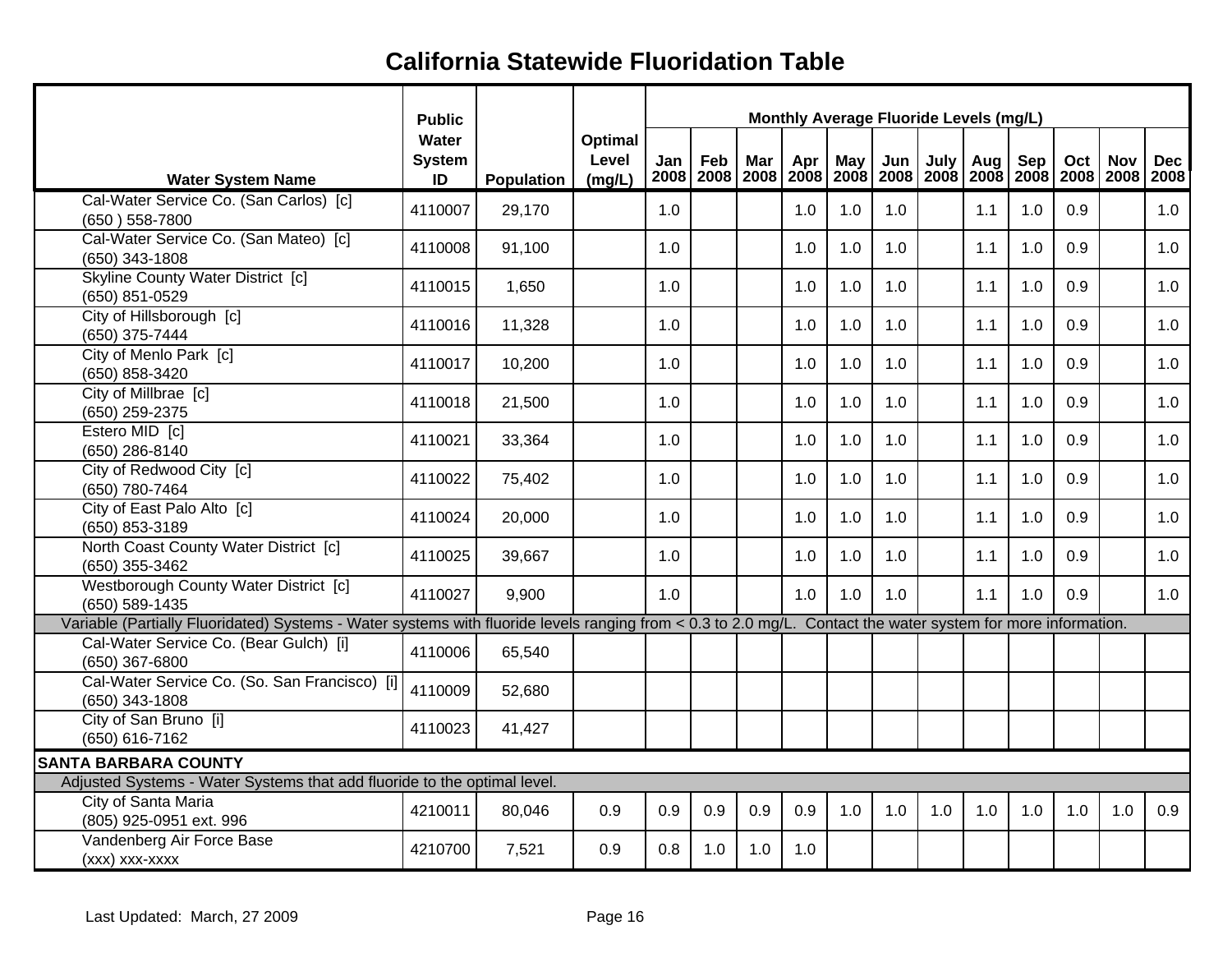# California Statewide Fluoridation Table

| Water System Name | Public Water System ID | Population | Optimal Level (mg/L) | Monthly Average Fluoride Levels (mg/L) | | | | | | | | | | | |
|---|---|---|---|---|---|---|---|---|---|---|---|---|---|---|---|
| | | | | Jan 2008 | Feb 2008 | Mar 2008 | Apr 2008 | May 2008 | Jun 2008 | July 2008 | Aug 2008 | Sep 2008 | Oct 2008 | Nov 2008 | Dec 2008 |
| Cal-Water Service Co. (San Carlos) [c] (650 ) 558-7800 | 4110007 | 29,170 | | 1.0 | | | 1.0 | 1.0 | 1.0 | | 1.1 | 1.0 | 0.9 | | 1.0 |
| Cal-Water Service Co. (San Mateo) [c] (650) 343-1808 | 4110008 | 91,100 | | 1.0 | | | 1.0 | 1.0 | 1.0 | | 1.1 | 1.0 | 0.9 | | 1.0 |
| Skyline County Water District [c] (650) 851-0529 | 4110015 | 1,650 | | 1.0 | | | 1.0 | 1.0 | 1.0 | | 1.1 | 1.0 | 0.9 | | 1.0 |
| City of Hillsborough [c] (650) 375-7444 | 4110016 | 11,328 | | 1.0 | | | 1.0 | 1.0 | 1.0 | | 1.1 | 1.0 | 0.9 | | 1.0 |
| City of Menlo Park [c] (650) 858-3420 | 4110017 | 10,200 | | 1.0 | | | 1.0 | 1.0 | 1.0 | | 1.1 | 1.0 | 0.9 | | 1.0 |
| City of Millbrae [c] (650) 259-2375 | 4110018 | 21,500 | | 1.0 | | | 1.0 | 1.0 | 1.0 | | 1.1 | 1.0 | 0.9 | | 1.0 |
| Estero MID [c] (650) 286-8140 | 4110021 | 33,364 | | 1.0 | | | 1.0 | 1.0 | 1.0 | | 1.1 | 1.0 | 0.9 | | 1.0 |
| City of Redwood City [c] (650) 780-7464 | 4110022 | 75,402 | | 1.0 | | | 1.0 | 1.0 | 1.0 | | 1.1 | 1.0 | 0.9 | | 1.0 |
| City of East Palo Alto [c] (650) 853-3189 | 4110024 | 20,000 | | 1.0 | | | 1.0 | 1.0 | 1.0 | | 1.1 | 1.0 | 0.9 | | 1.0 |
| North Coast County Water District [c] (650) 355-3462 | 4110025 | 39,667 | | 1.0 | | | 1.0 | 1.0 | 1.0 | | 1.1 | 1.0 | 0.9 | | 1.0 |
| Westborough County Water District [c] (650) 589-1435 | 4110027 | 9,900 | | 1.0 | | | 1.0 | 1.0 | 1.0 | | 1.1 | 1.0 | 0.9 | | 1.0 |
| Variable (Partially Fluoridated) Systems - Water systems with fluoride levels ranging from < 0.3 to 2.0 mg/L. Contact the water system for more information. | | | | | | | | | | | | | | | |
| Cal-Water Service Co. (Bear Gulch) [i] (650) 367-6800 | 4110006 | 65,540 | | | | | | | | | | | | | |
| Cal-Water Service Co. (So. San Francisco) [i] (650) 343-1808 | 4110009 | 52,680 | | | | | | | | | | | | | |
| City of San Bruno [i] (650) 616-7162 | 4110023 | 41,427 | | | | | | | | | | | | | |
| **SANTA BARBARA COUNTY** | | | | | | | | | | | | | | | |
| Adjusted Systems - Water Systems that add fluoride to the optimal level. | | | | | | | | | | | | | | | |
| City of Santa Maria (805) 925-0951 ext. 996 | 4210011 | 80,046 | 0.9 | 0.9 | 0.9 | 0.9 | 0.9 | 1.0 | 1.0 | 1.0 | 1.0 | 1.0 | 1.0 | 1.0 | 0.9 |
| Vandenberg Air Force Base (xxx) xxx-xxxx | 4210700 | 7,521 | 0.9 | 0.8 | 1.0 | 1.0 | 1.0 | | | | | | | | |

Last Updated: March, 27 2009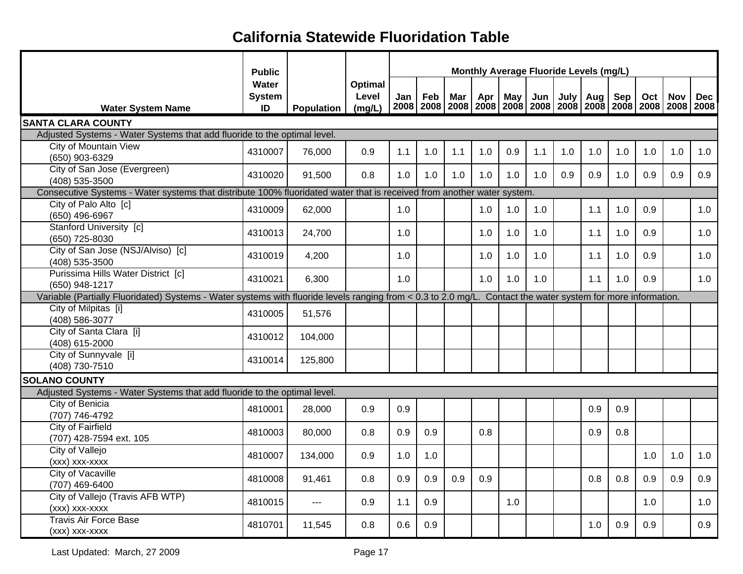# California Statewide Fluoridation Table

| Water System Name | Public Water System ID | Population | Optimal Level (mg/L) | Monthly Average Fluoride Levels (mg/L) | | | | | | | | | | | |
|---|---|---|---|---|---|---|---|---|---|---|---|---|---|---|---|
| | | | | Jan 2008 | Feb 2008 | Mar 2008 | Apr 2008 | May 2008 | Jun 2008 | July 2008 | Aug 2008 | Sep 2008 | Oct 2008 | Nov 2008 | Dec 2008 |
| **SANTA CLARA COUNTY** | | | | | | | | | | | | | | | |
| Adjusted Systems - Water Systems that add fluoride to the optimal level. | | | | | | | | | | | | | | | |
| City of Mountain View (650) 903-6329 | 4310007 | 76,000 | 0.9 | 1.1 | 1.0 | 1.1 | 1.0 | 0.9 | 1.1 | 1.0 | 1.0 | 1.0 | 1.0 | 1.0 | 1.0 |
| City of San Jose (Evergreen) (408) 535-3500 | 4310020 | 91,500 | 0.8 | 1.0 | 1.0 | 1.0 | 1.0 | 1.0 | 1.0 | 0.9 | 0.9 | 1.0 | 0.9 | 0.9 | 0.9 |
| Consecutive Systems - Water systems that distribute 100% fluoridated water that is received from another water system. | | | | | | | | | | | | | | | |
| City of Palo Alto [c] (650) 496-6967 | 4310009 | 62,000 | | 1.0 | | | 1.0 | 1.0 | 1.0 | | 1.1 | 1.0 | 0.9 | | 1.0 |
| Stanford University [c] (650) 725-8030 | 4310013 | 24,700 | | 1.0 | | | 1.0 | 1.0 | 1.0 | | 1.1 | 1.0 | 0.9 | | 1.0 |
| City of San Jose (NSJ/Alviso) [c] (408) 535-3500 | 4310019 | 4,200 | | 1.0 | | | 1.0 | 1.0 | 1.0 | | 1.1 | 1.0 | 0.9 | | 1.0 |
| Purissima Hills Water District [c] (650) 948-1217 | 4310021 | 6,300 | | 1.0 | | | 1.0 | 1.0 | 1.0 | | 1.1 | 1.0 | 0.9 | | 1.0 |
| Variable (Partially Fluoridated) Systems - Water systems with fluoride levels ranging from < 0.3 to 2.0 mg/L. Contact the water system for more information. | | | | | | | | | | | | | | | |
| City of Milpitas [i] (408) 586-3077 | 4310005 | 51,576 | | | | | | | | | | | | | |
| City of Santa Clara [i] (408) 615-2000 | 4310012 | 104,000 | | | | | | | | | | | | | |
| City of Sunnyvale [i] (408) 730-7510 | 4310014 | 125,800 | | | | | | | | | | | | | |
| **SOLANO COUNTY** | | | | | | | | | | | | | | | |
| Adjusted Systems - Water Systems that add fluoride to the optimal level. | | | | | | | | | | | | | | | |
| City of Benicia (707) 746-4792 | 4810001 | 28,000 | 0.9 | 0.9 | | | | | | | 0.9 | 0.9 | | | |
| City of Fairfield (707) 428-7594 ext. 105 | 4810003 | 80,000 | 0.8 | 0.9 | 0.9 | | 0.8 | | | | 0.9 | 0.8 | | | |
| City of Vallejo (xxx) xxx-xxxx | 4810007 | 134,000 | 0.9 | 1.0 | 1.0 | | | | | | | | 1.0 | 1.0 | 1.0 |
| City of Vacaville (707) 469-6400 | 4810008 | 91,461 | 0.8 | 0.9 | 0.9 | 0.9 | 0.9 | | | | 0.8 | 0.8 | 0.9 | 0.9 | 0.9 |
| City of Vallejo (Travis AFB WTP) (xxx) xxx-xxxx | 4810015 | --- | 0.9 | 1.1 | 0.9 | | | 1.0 | | | | | 1.0 | | 1.0 |
| Travis Air Force Base (xxx) xxx-xxxx | 4810701 | 11,545 | 0.8 | 0.6 | 0.9 | | | | | | 1.0 | 0.9 | 0.9 | | 0.9 |

Last Updated: March, 27 2009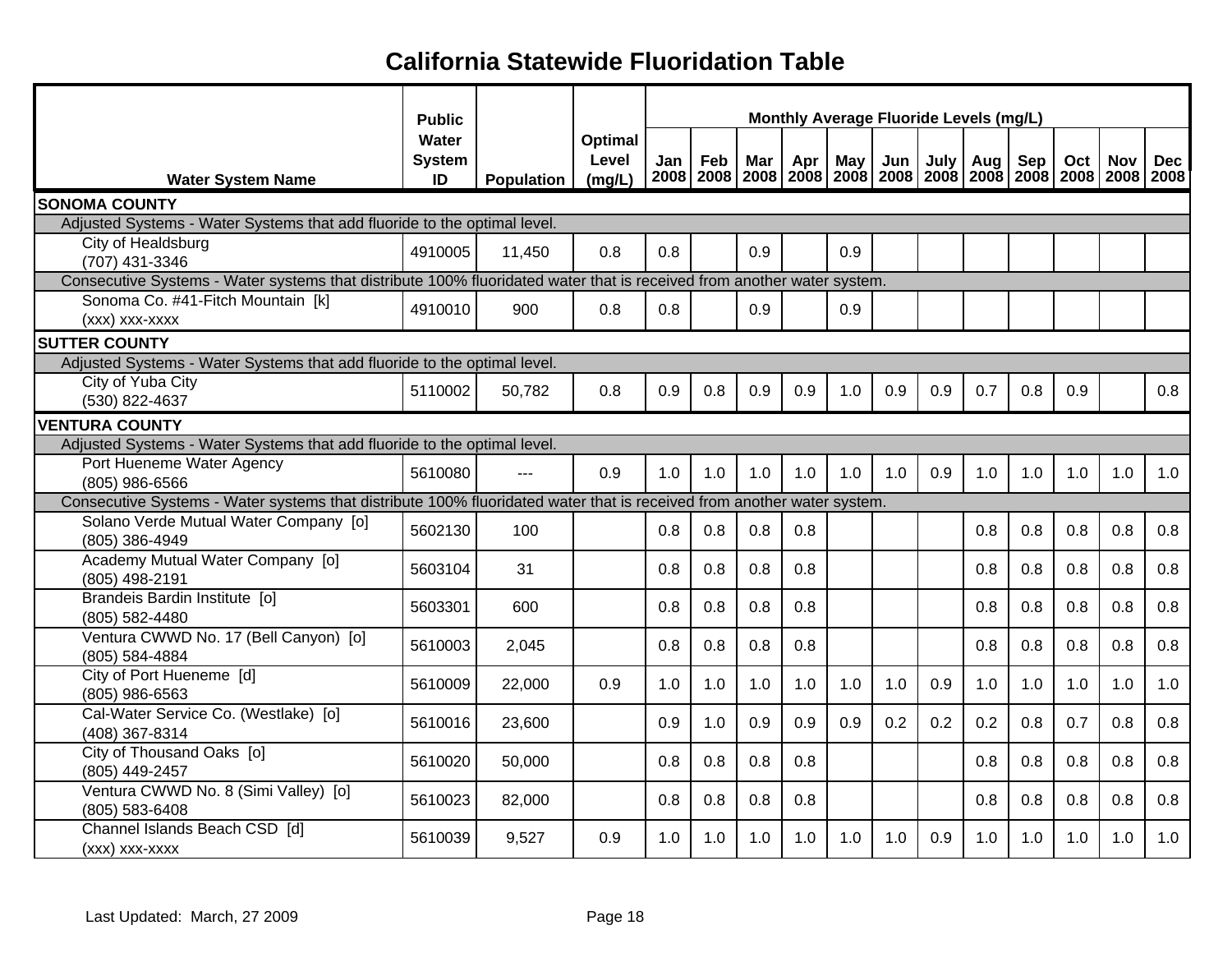# California Statewide Fluoridation Table

| Water System Name | Public Water System ID | Population | Optimal Level (mg/L) | Monthly Average Fluoride Levels (mg/L) | | | | | | | | | | | |
|---|---|---|---|---|---|---|---|---|---|---|---|---|---|---|---|
| | | | | Jan 2008 | Feb 2008 | Mar 2008 | Apr 2008 | May 2008 | Jun 2008 | July 2008 | Aug 2008 | Sep 2008 | Oct 2008 | Nov 2008 | Dec 2008 |
| **SONOMA COUNTY** | | | | | | | | | | | | | | | |
| Adjusted Systems - Water Systems that add fluoride to the optimal level. | | | | | | | | | | | | | | | |
| City of Healdsburg (707) 431-3346 | 4910005 | 11,450 | 0.8 | 0.8 | | 0.9 | | 0.9 | | | | | | | |
| Consecutive Systems - Water systems that distribute 100% fluoridated water that is received from another water system. | | | | | | | | | | | | | | | |
| Sonoma Co. #41-Fitch Mountain [k] (xxx) xxx-xxxx | 4910010 | 900 | 0.8 | 0.8 | | 0.9 | | 0.9 | | | | | | | |
| **SUTTER COUNTY** | | | | | | | | | | | | | | | |
| Adjusted Systems - Water Systems that add fluoride to the optimal level. | | | | | | | | | | | | | | | |
| City of Yuba City (530) 822-4637 | 5110002 | 50,782 | 0.8 | 0.9 | 0.8 | 0.9 | 0.9 | 1.0 | 0.9 | 0.9 | 0.7 | 0.8 | 0.9 | | 0.8 |
| **VENTURA COUNTY** | | | | | | | | | | | | | | | |
| Adjusted Systems - Water Systems that add fluoride to the optimal level. | | | | | | | | | | | | | | | |
| Port Hueneme Water Agency (805) 986-6566 | 5610080 | --- | 0.9 | 1.0 | 1.0 | 1.0 | 1.0 | 1.0 | 1.0 | 0.9 | 1.0 | 1.0 | 1.0 | 1.0 | 1.0 |
| Consecutive Systems - Water systems that distribute 100% fluoridated water that is received from another water system. | | | | | | | | | | | | | | | |
| Solano Verde Mutual Water Company [o] (805) 386-4949 | 5602130 | 100 | | 0.8 | 0.8 | 0.8 | 0.8 | | | | 0.8 | 0.8 | 0.8 | 0.8 | 0.8 |
| Academy Mutual Water Company [o] (805) 498-2191 | 5603104 | 31 | | 0.8 | 0.8 | 0.8 | 0.8 | | | | 0.8 | 0.8 | 0.8 | 0.8 | 0.8 |
| Brandeis Bardin Institute [o] (805) 582-4480 | 5603301 | 600 | | 0.8 | 0.8 | 0.8 | 0.8 | | | | 0.8 | 0.8 | 0.8 | 0.8 | 0.8 |
| Ventura CWWD No. 17 (Bell Canyon) [o] (805) 584-4884 | 5610003 | 2,045 | | 0.8 | 0.8 | 0.8 | 0.8 | | | | 0.8 | 0.8 | 0.8 | 0.8 | 0.8 |
| City of Port Hueneme [d] (805) 986-6563 | 5610009 | 22,000 | 0.9 | 1.0 | 1.0 | 1.0 | 1.0 | 1.0 | 1.0 | 0.9 | 1.0 | 1.0 | 1.0 | 1.0 | 1.0 |
| Cal-Water Service Co. (Westlake) [o] (408) 367-8314 | 5610016 | 23,600 | | 0.9 | 1.0 | 0.9 | 0.9 | 0.9 | 0.2 | 0.2 | 0.2 | 0.8 | 0.7 | 0.8 | 0.8 |
| City of Thousand Oaks [o] (805) 449-2457 | 5610020 | 50,000 | | 0.8 | 0.8 | 0.8 | 0.8 | | | | 0.8 | 0.8 | 0.8 | 0.8 | 0.8 |
| Ventura CWWD No. 8 (Simi Valley) [o] (805) 583-6408 | 5610023 | 82,000 | | 0.8 | 0.8 | 0.8 | 0.8 | | | | 0.8 | 0.8 | 0.8 | 0.8 | 0.8 |
| Channel Islands Beach CSD [d] (xxx) xxx-xxxx | 5610039 | 9,527 | 0.9 | 1.0 | 1.0 | 1.0 | 1.0 | 1.0 | 1.0 | 0.9 | 1.0 | 1.0 | 1.0 | 1.0 | 1.0 |

Last Updated: March, 27 2009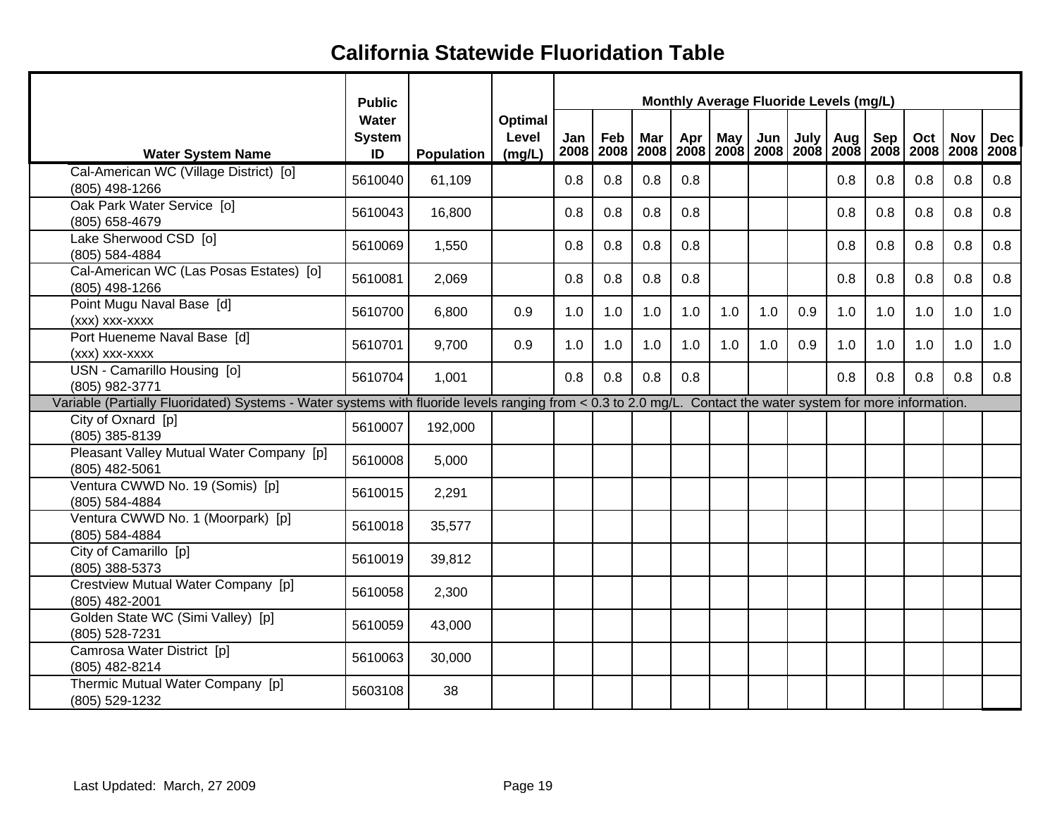# California Statewide Fluoridation Table

| Water System Name | Public Water System ID | Population | Optimal Level (mg/L) | Monthly Average Fluoride Levels (mg/L) | | | | | | | | | | | |
|---|---|---|---|---|---|---|---|---|---|---|---|---|---|---|---|
| | | | | Jan 2008 | Feb 2008 | Mar 2008 | Apr 2008 | May 2008 | Jun 2008 | July 2008 | Aug 2008 | Sep 2008 | Oct 2008 | Nov 2008 | Dec 2008 |
| Cal-American WC (Village District) [o]<br>(805) 498-1266 | 5610040 | 61,109 | | 0.8 | 0.8 | 0.8 | 0.8 | | | | 0.8 | 0.8 | 0.8 | 0.8 | 0.8 |
| Oak Park Water Service [o]<br>(805) 658-4679 | 5610043 | 16,800 | | 0.8 | 0.8 | 0.8 | 0.8 | | | | 0.8 | 0.8 | 0.8 | 0.8 | 0.8 |
| Lake Sherwood CSD [o]<br>(805) 584-4884 | 5610069 | 1,550 | | 0.8 | 0.8 | 0.8 | 0.8 | | | | 0.8 | 0.8 | 0.8 | 0.8 | 0.8 |
| Cal-American WC (Las Posas Estates) [o]<br>(805) 498-1266 | 5610081 | 2,069 | | 0.8 | 0.8 | 0.8 | 0.8 | | | | 0.8 | 0.8 | 0.8 | 0.8 | 0.8 |
| Point Mugu Naval Base [d]<br>(xxx) xxx-xxxx | 5610700 | 6,800 | 0.9 | 1.0 | 1.0 | 1.0 | 1.0 | 1.0 | 1.0 | 0.9 | 1.0 | 1.0 | 1.0 | 1.0 | 1.0 |
| Port Hueneme Naval Base [d]<br>(xxx) xxx-xxxx | 5610701 | 9,700 | 0.9 | 1.0 | 1.0 | 1.0 | 1.0 | 1.0 | 1.0 | 0.9 | 1.0 | 1.0 | 1.0 | 1.0 | 1.0 |
| USN - Camarillo Housing [o]<br>(805) 982-3771 | 5610704 | 1,001 | | 0.8 | 0.8 | 0.8 | 0.8 | | | | 0.8 | 0.8 | 0.8 | 0.8 | 0.8 |
| Variable (Partially Fluoridated) Systems - Water systems with fluoride levels ranging from < 0.3 to 2.0 mg/L. Contact the water system for more information. | | | | | | | | | | | | | | | |
| City of Oxnard [p]<br>(805) 385-8139 | 5610007 | 192,000 | | | | | | | | | | | | | |
| Pleasant Valley Mutual Water Company [p]<br>(805) 482-5061 | 5610008 | 5,000 | | | | | | | | | | | | | |
| Ventura CWWD No. 19 (Somis) [p]<br>(805) 584-4884 | 5610015 | 2,291 | | | | | | | | | | | | | |
| Ventura CWWD No. 1 (Moorpark) [p]<br>(805) 584-4884 | 5610018 | 35,577 | | | | | | | | | | | | | |
| City of Camarillo [p]<br>(805) 388-5373 | 5610019 | 39,812 | | | | | | | | | | | | | |
| Crestview Mutual Water Company [p]<br>(805) 482-2001 | 5610058 | 2,300 | | | | | | | | | | | | | |
| Golden State WC (Simi Valley) [p]<br>(805) 528-7231 | 5610059 | 43,000 | | | | | | | | | | | | | |
| Camrosa Water District [p]<br>(805) 482-8214 | 5610063 | 30,000 | | | | | | | | | | | | | |
| Thermic Mutual Water Company [p]<br>(805) 529-1232 | 5603108 | 38 | | | | | | | | | | | | | |

Last Updated: March, 27 2009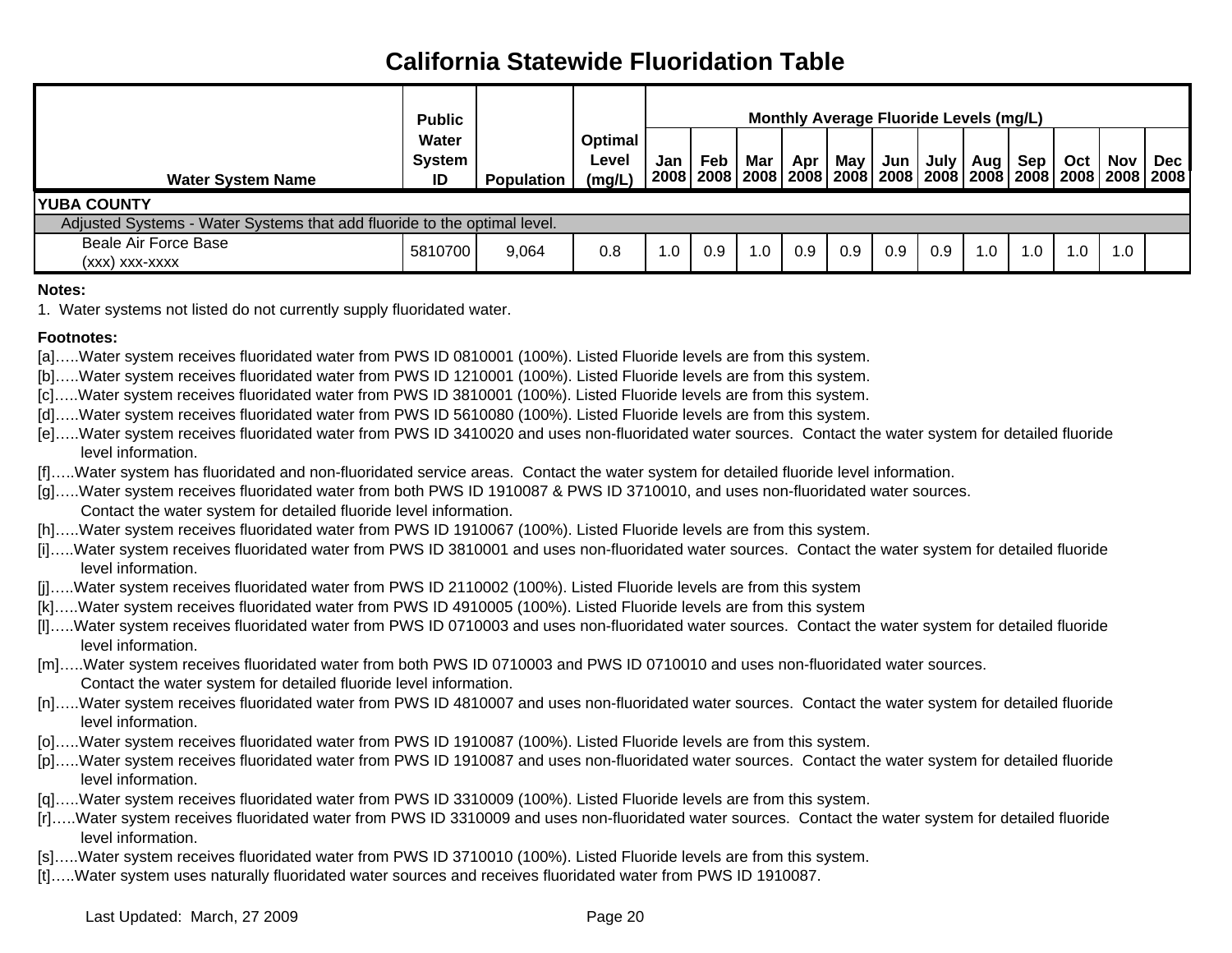# California Statewide Fluoridation Table

| Water System Name | Public Water System ID | Population | Optimal Level (mg/L) | Monthly Average Fluoride Levels (mg/L) | | | | | | | | | | | |
|---|---|---|---|---|---|---|---|---|---|---|---|---|---|---|---|
| | | | | Jan 2008 | Feb 2008 | Mar 2008 | Apr 2008 | May 2008 | Jun 2008 | July 2008 | Aug 2008 | Sep 2008 | Oct 2008 | Nov 2008 | Dec 2008 |
| **YUBA COUNTY** | | | | | | | | | | | | | | | |
| Adjusted Systems - Water Systems that add fluoride to the optimal level. | | | | | | | | | | | | | | | |
| Beale Air Force Base (xxx) xxx-xxxx | 5810700 | 9,064 | 0.8 | 1.0 | 0.9 | 1.0 | 0.9 | 0.9 | 0.9 | 0.9 | 1.0 | 1.0 | 1.0 | 1.0 | |

**Notes:**

1. Water systems not listed do not currently supply fluoridated water.

**Footnotes:**

[a]…..Water system receives fluoridated water from PWS ID 0810001 (100%). Listed Fluoride levels are from this system.

[b]…..Water system receives fluoridated water from PWS ID 1210001 (100%). Listed Fluoride levels are from this system.

[c]…..Water system receives fluoridated water from PWS ID 3810001 (100%). Listed Fluoride levels are from this system.

[d]…..Water system receives fluoridated water from PWS ID 5610080 (100%). Listed Fluoride levels are from this system.

[e]…..Water system receives fluoridated water from PWS ID 3410020 and uses non-fluoridated water sources. Contact the water system for detailed fluoride level information.

[f]…..Water system has fluoridated and non-fluoridated service areas. Contact the water system for detailed fluoride level information.

[g]…..Water system receives fluoridated water from both PWS ID 1910087 & PWS ID 3710010, and uses non-fluoridated water sources. Contact the water system for detailed fluoride level information.

[h]…..Water system receives fluoridated water from PWS ID 1910067 (100%). Listed Fluoride levels are from this system.

[i]…..Water system receives fluoridated water from PWS ID 3810001 and uses non-fluoridated water sources. Contact the water system for detailed fluoride level information.

[j]…..Water system receives fluoridated water from PWS ID 2110002 (100%). Listed Fluoride levels are from this system

[k]…..Water system receives fluoridated water from PWS ID 4910005 (100%). Listed Fluoride levels are from this system

[l]…..Water system receives fluoridated water from PWS ID 0710003 and uses non-fluoridated water sources. Contact the water system for detailed fluoride level information.

[m]…..Water system receives fluoridated water from both PWS ID 0710003 and PWS ID 0710010 and uses non-fluoridated water sources. Contact the water system for detailed fluoride level information.

[n]…..Water system receives fluoridated water from PWS ID 4810007 and uses non-fluoridated water sources. Contact the water system for detailed fluoride level information.

[o]…..Water system receives fluoridated water from PWS ID 1910087 (100%). Listed Fluoride levels are from this system.

[p]…..Water system receives fluoridated water from PWS ID 1910087 and uses non-fluoridated water sources. Contact the water system for detailed fluoride level information.

[q]…..Water system receives fluoridated water from PWS ID 3310009 (100%). Listed Fluoride levels are from this system.

[r]…..Water system receives fluoridated water from PWS ID 3310009 and uses non-fluoridated water sources. Contact the water system for detailed fluoride level information.

[s]…..Water system receives fluoridated water from PWS ID 3710010 (100%). Listed Fluoride levels are from this system.

[t]…..Water system uses naturally fluoridated water sources and receives fluoridated water from PWS ID 1910087.

Last Updated: March, 27 2009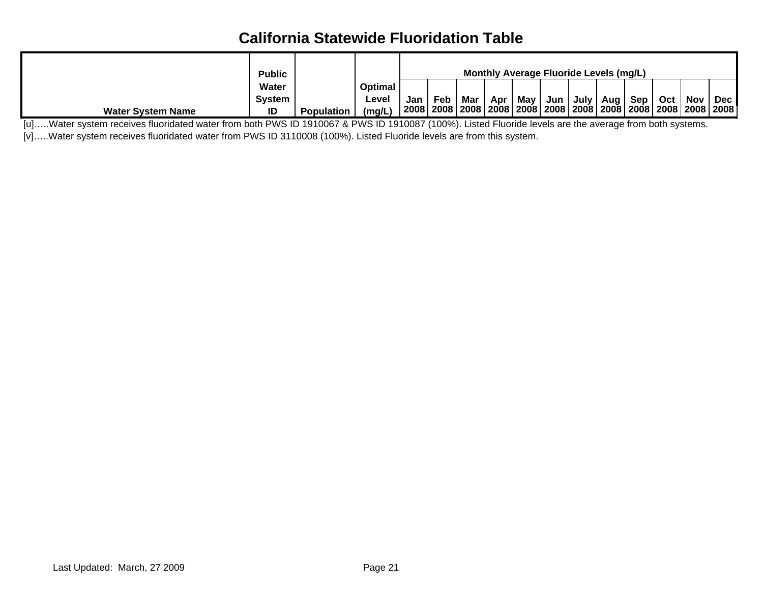# California Statewide Fluoridation Table

| Water System Name | Public Water System ID | Population | Optimal Level (mg/L) | Monthly Average Fluoride Levels (mg/L) | | | | | | | | | | | |
|---|---|---|---|---|---|---|---|---|---|---|---|---|---|---|---|
| | | | | Jan 2008 | Feb 2008 | Mar 2008 | Apr 2008 | May 2008 | Jun 2008 | July 2008 | Aug 2008 | Sep 2008 | Oct 2008 | Nov 2008 | Dec 2008 |

[u]…..Water system receives fluoridated water from both PWS ID 1910067 & PWS ID 1910087 (100%). Listed Fluoride levels are the average from both systems.

[v]…..Water system receives fluoridated water from PWS ID 3110008 (100%). Listed Fluoride levels are from this system.

Last Updated: March, 27 2009